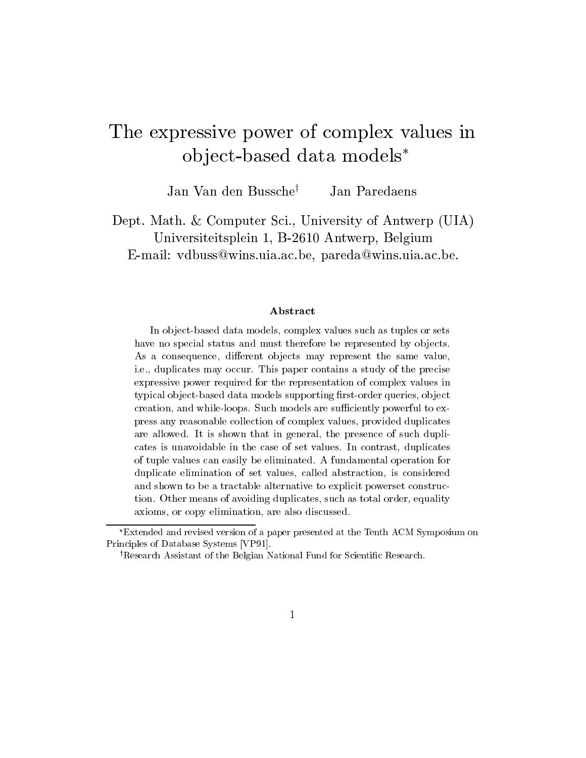# The expressive power of complex values in object-based data models*

Jan Van den Bussche[†] Jan Paredaens

Dept. Math. & Computer Sci., University of Antwerp (UIA)
Universiteitsplein 1, B-2610 Antwerp, Belgium
E-mail: vdbuss@wins.uia.ac.be, pareda@wins.uia.ac.be.

### Abstract

In object-based data models, complex values such as tuples or sets have no special status and must therefore be represented by objects. As a consequence, different objects may represent the same value, i.e., duplicates may occur. This paper contains a study of the precise expressive power required for the representation of complex values in typical object-based data models supporting first-order queries, object creation, and while-loops. Such models are sufficiently powerful to express any reasonable collection of complex values, provided duplicates are allowed. It is shown that in general, the presence of such duplicates is unavoidable in the case of set values. In contrast, duplicates of tuple values can easily be eliminated. A fundamental operation for duplicate elimination of set values, called abstraction, is considered and shown to be a tractable alternative to explicit powerset construction. Other means of avoiding duplicates, such as total order, equality axioms, or copy elimination, are also discussed.

---

*Extended and revised version of a paper presented at the Tenth ACM Symposium on Principles of Database Systems [VP91].

[†]Research Assistant of the Belgian National Fund for Scientific Research.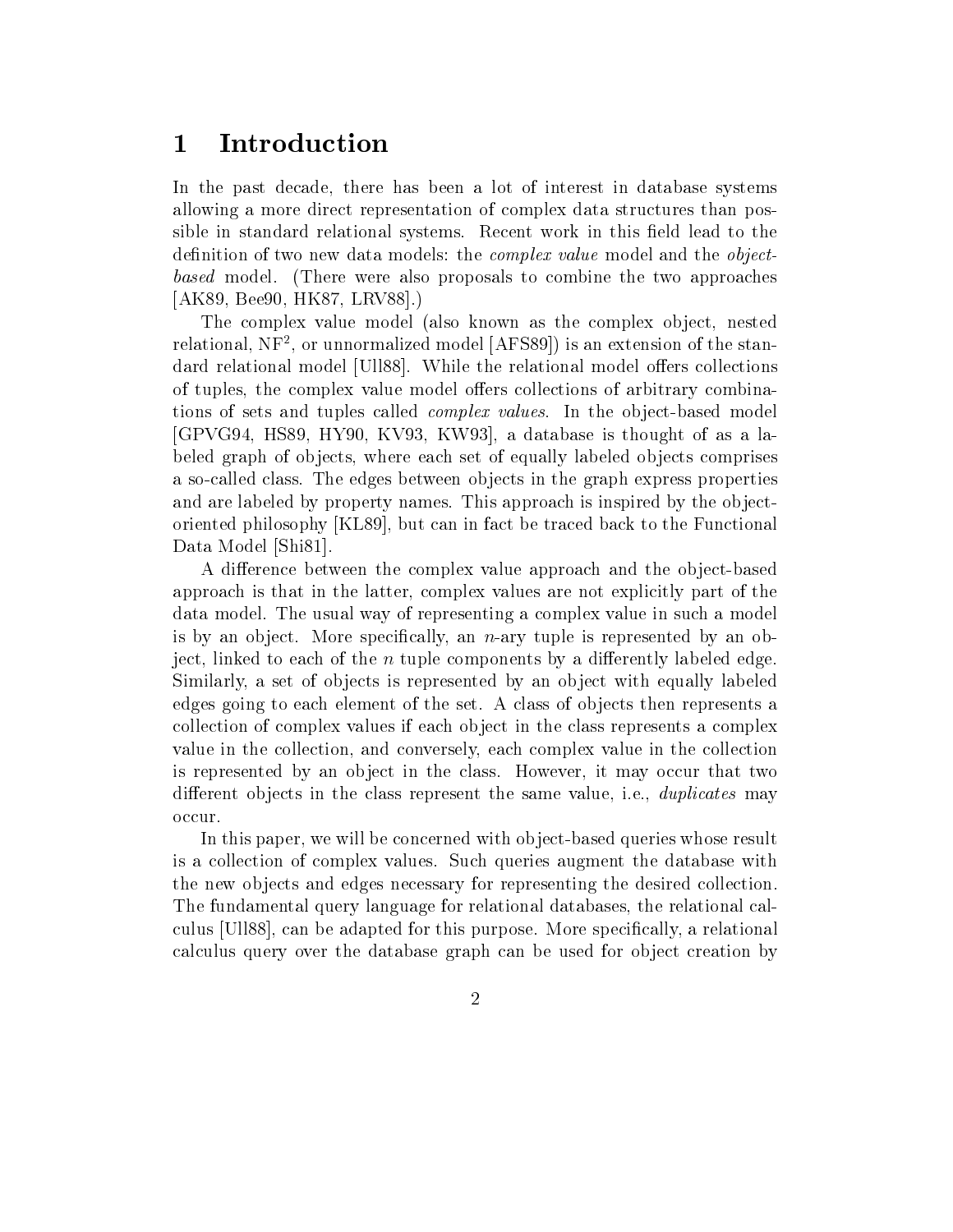# 1 Introduction

In the past decade, there has been a lot of interest in database systems allowing a more direct representation of complex data structures than possible in standard relational systems. Recent work in this field lead to the definition of two new data models: the *complex value* model and the *object-based* model. (There were also proposals to combine the two approaches [AK89, Bee90, HK87, LRV88].)

The complex value model (also known as the complex object, nested relational, $NF^2$, or unnormalized model [AFS89]) is an extension of the standard relational model [Ull88]. While the relational model offers collections of tuples, the complex value model offers collections of arbitrary combinations of sets and tuples called *complex values*. In the object-based model [GPVG94, HS89, HY90, KV93, KW93], a database is thought of as a labeled graph of objects, where each set of equally labeled objects comprises a so-called class. The edges between objects in the graph express properties and are labeled by property names. This approach is inspired by the object-oriented philosophy [KL89], but can in fact be traced back to the Functional Data Model [Shi81].

A difference between the complex value approach and the object-based approach is that in the latter, complex values are not explicitly part of the data model. The usual way of representing a complex value in such a model is by an object. More specifically, an $n$-ary tuple is represented by an object, linked to each of the $n$ tuple components by a differently labeled edge. Similarly, a set of objects is represented by an object with equally labeled edges going to each element of the set. A class of objects then represents a collection of complex values if each object in the class represents a complex value in the collection, and conversely, each complex value in the collection is represented by an object in the class. However, it may occur that two different objects in the class represent the same value, i.e., *duplicates* may occur.

In this paper, we will be concerned with object-based queries whose result is a collection of complex values. Such queries augment the database with the new objects and edges necessary for representing the desired collection. The fundamental query language for relational databases, the relational calculus [Ull88], can be adapted for this purpose. More specifically, a relational calculus query over the database graph can be used for object creation by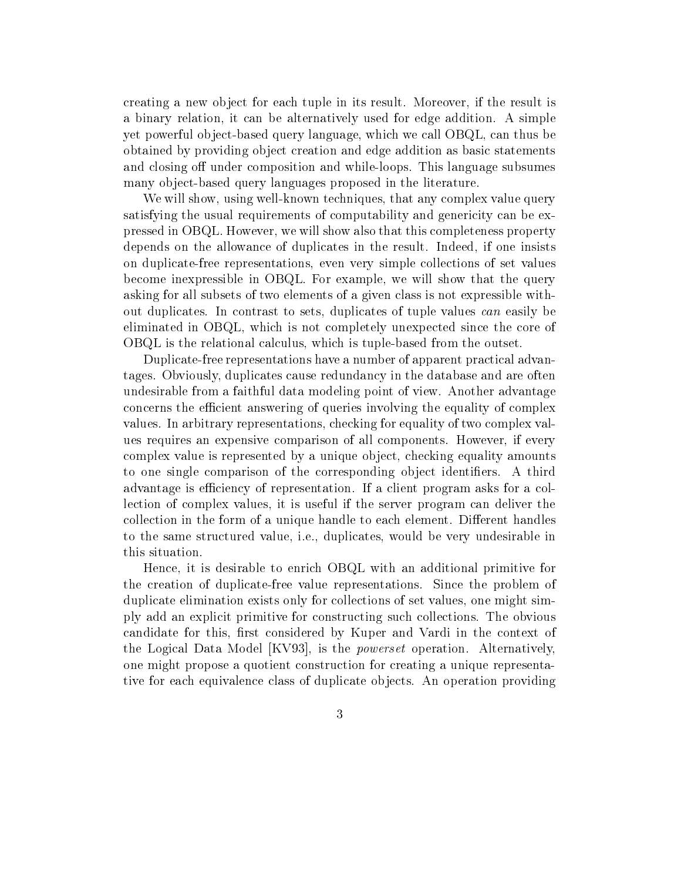creating a new object for each tuple in its result. Moreover, if the result is a binary relation, it can be alternatively used for edge addition. A simple yet powerful object-based query language, which we call OBQL, can thus be obtained by providing object creation and edge addition as basic statements and closing off under composition and while-loops. This language subsumes many object-based query languages proposed in the literature.

We will show, using well-known techniques, that any complex value query satisfying the usual requirements of computability and genericity can be expressed in OBQL. However, we will show also that this completeness property depends on the allowance of duplicates in the result. Indeed, if one insists on duplicate-free representations, even very simple collections of set values become inexpressible in OBQL. For example, we will show that the query asking for all subsets of two elements of a given class is not expressible without duplicates. In contrast to sets, duplicates of tuple values *can* easily be eliminated in OBQL, which is not completely unexpected since the core of OBQL is the relational calculus, which is tuple-based from the outset.

Duplicate-free representations have a number of apparent practical advantages. Obviously, duplicates cause redundancy in the database and are often undesirable from a faithful data modeling point of view. Another advantage concerns the efficient answering of queries involving the equality of complex values. In arbitrary representations, checking for equality of two complex values requires an expensive comparison of all components. However, if every complex value is represented by a unique object, checking equality amounts to one single comparison of the corresponding object identifiers. A third advantage is efficiency of representation. If a client program asks for a collection of complex values, it is useful if the server program can deliver the collection in the form of a unique handle to each element. Different handles to the same structured value, i.e., duplicates, would be very undesirable in this situation.

Hence, it is desirable to enrich OBQL with an additional primitive for the creation of duplicate-free value representations. Since the problem of duplicate elimination exists only for collections of set values, one might simply add an explicit primitive for constructing such collections. The obvious candidate for this, first considered by Kuper and Vardi in the context of the Logical Data Model [KV93], is the *powerset* operation. Alternatively, one might propose a quotient construction for creating a unique representative for each equivalence class of duplicate objects. An operation providing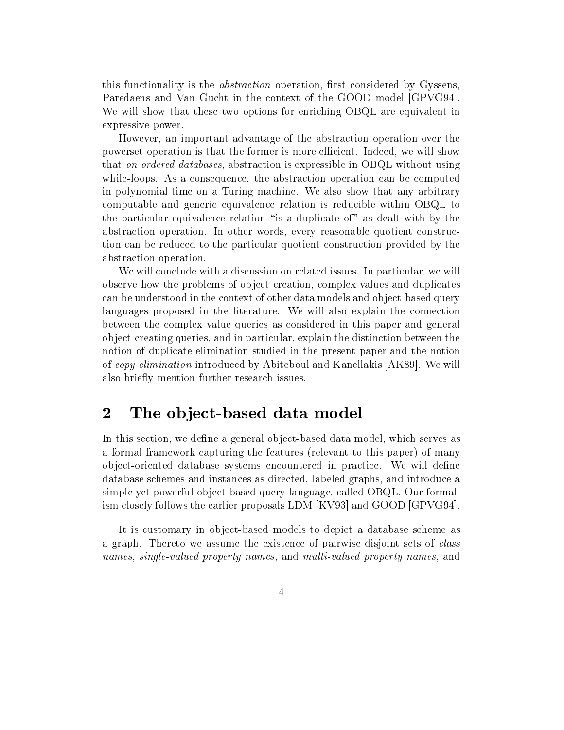this functionality is the *abstraction* operation, first considered by Gyssens, Paredaens and Van Gucht in the context of the GOOD model [GPVG94]. We will show that these two options for enriching OBQL are equivalent in expressive power.

However, an important advantage of the abstraction operation over the powerset operation is that the former is more efficient. Indeed, we will show that *on ordered databases*, abstraction is expressible in OBQL without using while-loops. As a consequence, the abstraction operation can be computed in polynomial time on a Turing machine. We also show that any arbitrary computable and generic equivalence relation is reducible within OBQL to the particular equivalence relation "is a duplicate of" as dealt with by the abstraction operation. In other words, every reasonable quotient construction can be reduced to the particular quotient construction provided by the abstraction operation.

We will conclude with a discussion on related issues. In particular, we will observe how the problems of object creation, complex values and duplicates can be understood in the context of other data models and object-based query languages proposed in the literature. We will also explain the connection between the complex value queries as considered in this paper and general object-creating queries, and in particular, explain the distinction between the notion of duplicate elimination studied in the present paper and the notion of *copy elimination* introduced by Abiteboul and Kanellakis [AK89]. We will also briefly mention further research issues.

## 2 The object-based data model

In this section, we define a general object-based data model, which serves as a formal framework capturing the features (relevant to this paper) of many object-oriented database systems encountered in practice. We will define database schemes and instances as directed, labeled graphs, and introduce a simple yet powerful object-based query language, called OBQL. Our formalism closely follows the earlier proposals LDM [KV93] and GOOD [GPVG94].

It is customary in object-based models to depict a database scheme as a graph. Thereto we assume the existence of pairwise disjoint sets of *class names*, *single-valued property names*, and *multi-valued property names*, and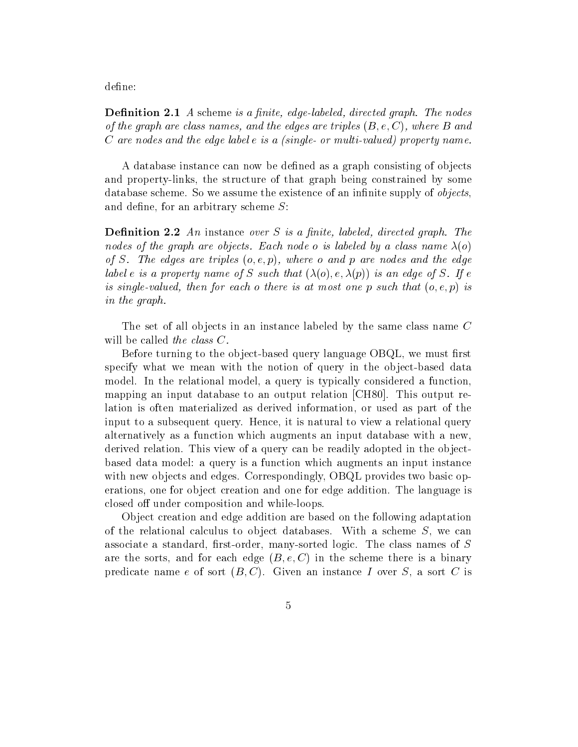define:

**Definition 2.1** *A* scheme *is a finite, edge-labeled, directed graph. The nodes of the graph are class names, and the edges are triples $(B, e, C)$, where $B$ and $C$ are nodes and the edge label $e$ is a (single- or multi-valued) property name.*

A database instance can now be defined as a graph consisting of objects and property-links, the structure of that graph being constrained by some database scheme. So we assume the existence of an infinite supply of *objects*, and define, for an arbitrary scheme $S$:

**Definition 2.2** *An* instance *over $S$ is a finite, labeled, directed graph. The nodes of the graph are objects. Each node $o$ is labeled by a class name $\lambda(o)$ of $S$. The edges are triples $(o, e, p)$, where $o$ and $p$ are nodes and the edge label $e$ is a property name of $S$ such that $(\lambda(o), e, \lambda(p))$ is an edge of $S$. If $e$ is single-valued, then for each $o$ there is at most one $p$ such that $(o, e, p)$ is in the graph.*

The set of all objects in an instance labeled by the same class name $C$ will be called *the class $C$*.

Before turning to the object-based query language OBQL, we must first specify what we mean with the notion of query in the object-based data model. In the relational model, a query is typically considered a function, mapping an input database to an output relation [CH80]. This output relation is often materialized as derived information, or used as part of the input to a subsequent query. Hence, it is natural to view a relational query alternatively as a function which augments an input database with a new, derived relation. This view of a query can be readily adopted in the object-based data model: a query is a function which augments an input instance with new objects and edges. Correspondingly, OBQL provides two basic operations, one for object creation and one for edge addition. The language is closed off under composition and while-loops.

Object creation and edge addition are based on the following adaptation of the relational calculus to object databases. With a scheme $S$, we can associate a standard, first-order, many-sorted logic. The class names of $S$ are the sorts, and for each edge $(B, e, C)$ in the scheme there is a binary predicate name $e$ of sort $(B, C)$. Given an instance $I$ over $S$, a sort $C$ is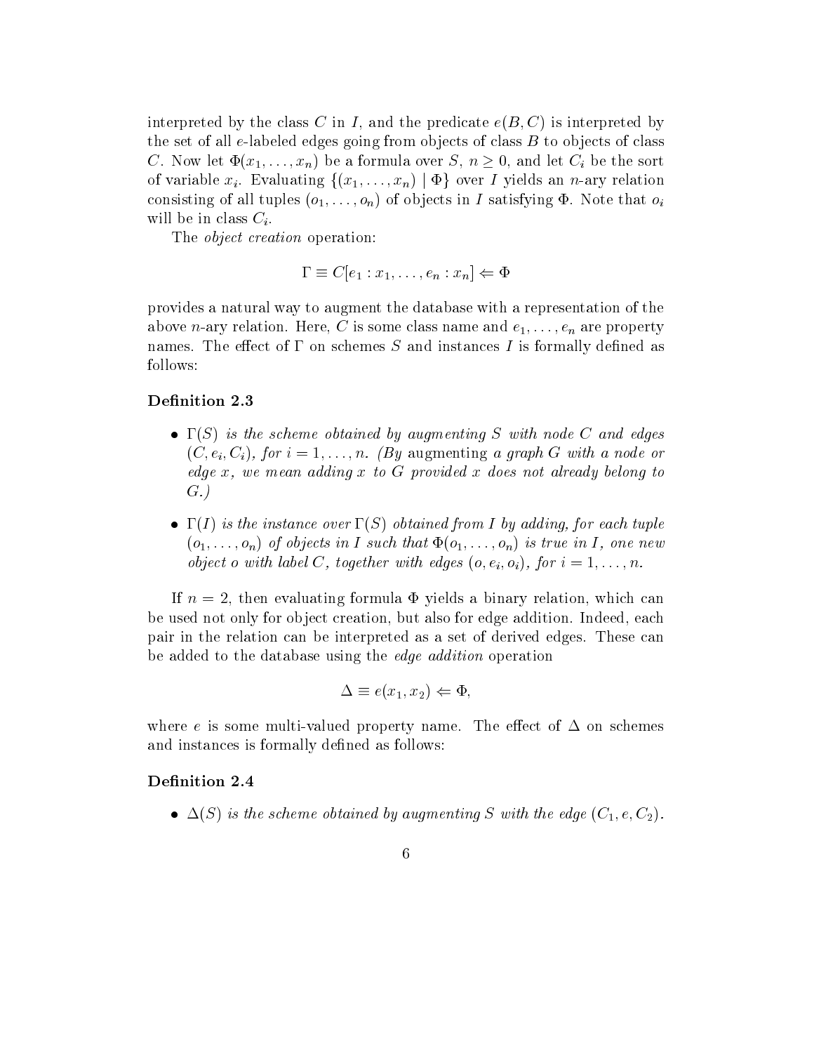interpreted by the class $C$ in $I$, and the predicate $e(B, C)$ is interpreted by the set of all $e$-labeled edges going from objects of class $B$ to objects of class $C$. Now let $\Phi(x_1, \ldots, x_n)$ be a formula over $S$, $n \geq 0$, and let $C_i$ be the sort of variable $x_i$. Evaluating $\{(x_1, \ldots, x_n) \mid \Phi\}$ over $I$ yields an $n$-ary relation consisting of all tuples $(o_1, \ldots, o_n)$ of objects in $I$ satisfying $\Phi$. Note that $o_i$ will be in class $C_i$.

The *object creation* operation:

$$\Gamma \equiv C[e_1 : x_1, \ldots, e_n : x_n] \Leftarrow \Phi$$

provides a natural way to augment the database with a representation of the above $n$-ary relation. Here, $C$ is some class name and $e_1, \ldots, e_n$ are property names. The effect of $\Gamma$ on schemes $S$ and instances $I$ is formally defined as follows:

**Definition 2.3**

- *$\Gamma(S)$ is the scheme obtained by augmenting $S$ with node $C$ and edges $(C, e_i, C_i)$, for $i = 1, \ldots, n$. (By* augmenting *a graph $G$ with a node or edge $x$, we mean adding $x$ to $G$ provided $x$ does not already belong to $G$.)*
- *$\Gamma(I)$ is the instance over $\Gamma(S)$ obtained from $I$ by adding, for each tuple $(o_1, \ldots, o_n)$ of objects in $I$ such that $\Phi(o_1, \ldots, o_n)$ is true in $I$, one new object $o$ with label $C$, together with edges $(o, e_i, o_i)$, for $i = 1, \ldots, n$.*

If $n = 2$, then evaluating formula $\Phi$ yields a binary relation, which can be used not only for object creation, but also for edge addition. Indeed, each pair in the relation can be interpreted as a set of derived edges. These can be added to the database using the *edge addition* operation

$$\Delta \equiv e(x_1, x_2) \Leftarrow \Phi,$$

where $e$ is some multi-valued property name. The effect of $\Delta$ on schemes and instances is formally defined as follows:

**Definition 2.4**

- *$\Delta(S)$ is the scheme obtained by augmenting $S$ with the edge $(C_1, e, C_2)$.*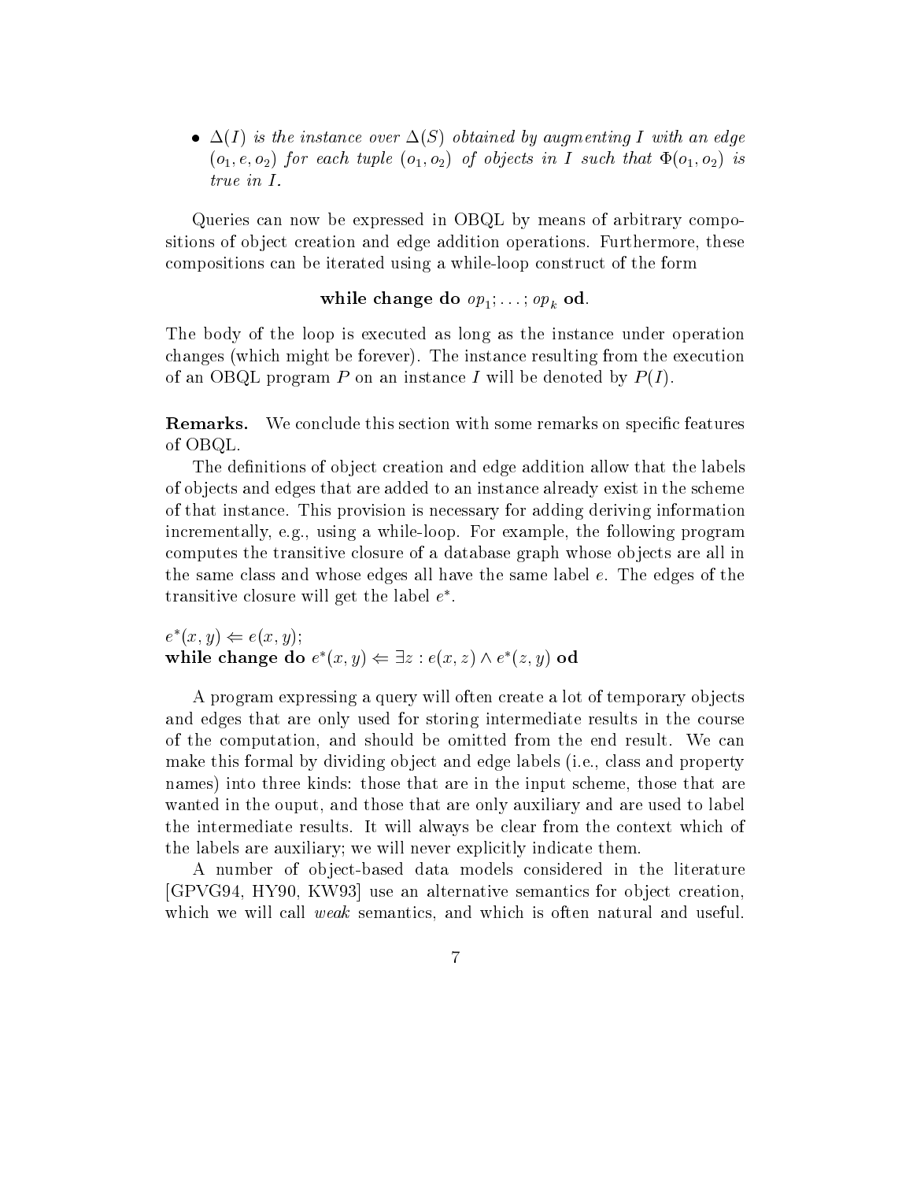- *$\Delta(I)$ is the instance over $\Delta(S)$ obtained by augmenting $I$ with an edge $(o_1, e, o_2)$ for each tuple $(o_1, o_2)$ of objects in $I$ such that $\Phi(o_1, o_2)$ is true in $I$.*

Queries can now be expressed in OBQL by means of arbitrary compositions of object creation and edge addition operations. Furthermore, these compositions can be iterated using a while-loop construct of the form

$$\textbf{while change do } op_1; \ldots ; op_k \textbf{ od}.$$

The body of the loop is executed as long as the instance under operation changes (which might be forever). The instance resulting from the execution of an OBQL program $P$ on an instance $I$ will be denoted by $P(I)$.

**Remarks.** We conclude this section with some remarks on specific features of OBQL.

The definitions of object creation and edge addition allow that the labels of objects and edges that are added to an instance already exist in the scheme of that instance. This provision is necessary for adding deriving information incrementally, e.g., using a while-loop. For example, the following program computes the transitive closure of a database graph whose objects are all in the same class and whose edges all have the same label $e$. The edges of the transitive closure will get the label $e^*$.

$e^*(x, y) \Leftarrow e(x, y)$;
**while change do** $e^*(x, y) \Leftarrow \exists z : e(x, z) \wedge e^*(z, y)$ **od**

A program expressing a query will often create a lot of temporary objects and edges that are only used for storing intermediate results in the course of the computation, and should be omitted from the end result. We can make this formal by dividing object and edge labels (i.e., class and property names) into three kinds: those that are in the input scheme, those that are wanted in the ouput, and those that are only auxiliary and are used to label the intermediate results. It will always be clear from the context which of the labels are auxiliary; we will never explicitly indicate them.

A number of object-based data models considered in the literature [GPVG94, HY90, KW93] use an alternative semantics for object creation, which we will call *weak* semantics, and which is often natural and useful.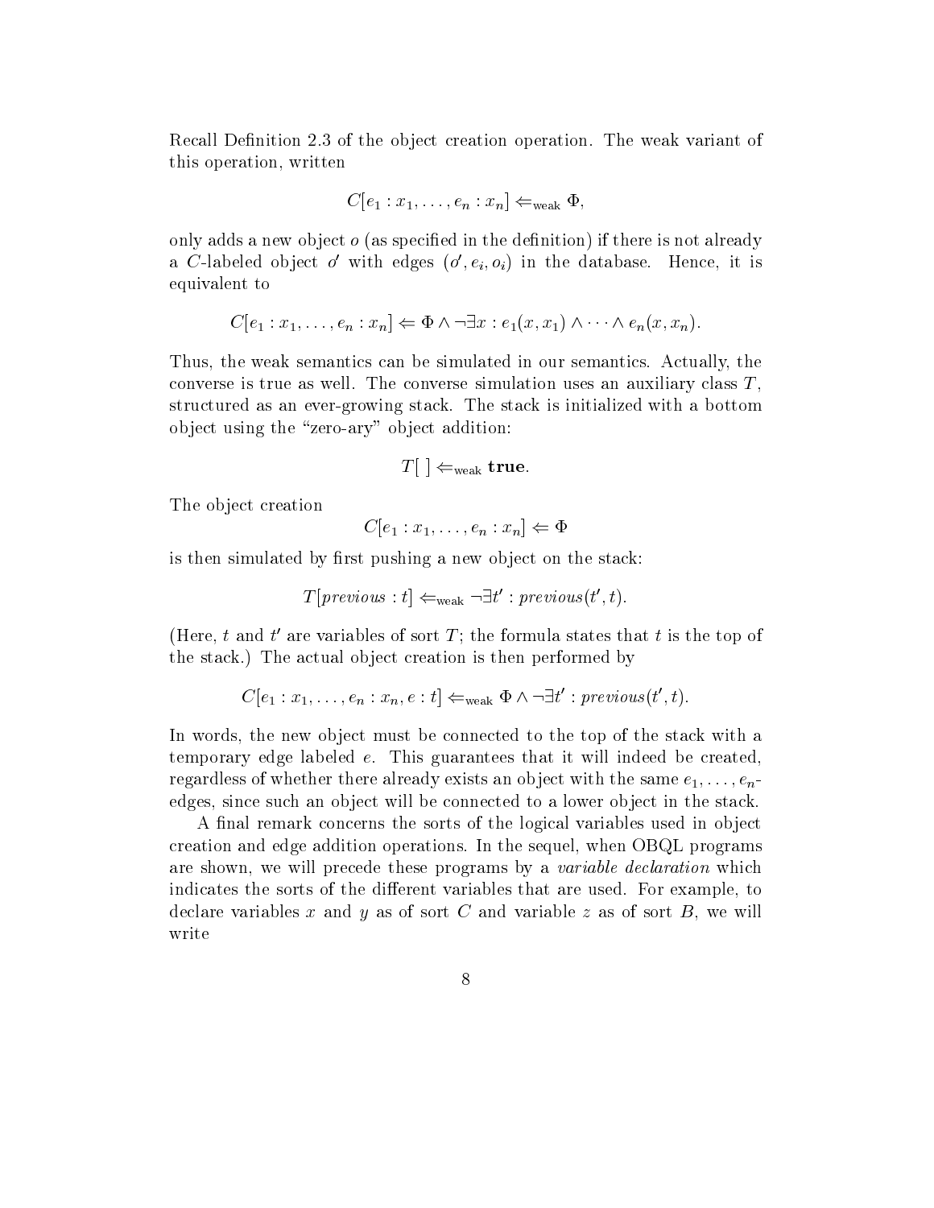Recall Definition 2.3 of the object creation operation. The weak variant of this operation, written

$$C[e_1 : x_1, \ldots, e_n : x_n] \Leftarrow_{\text{weak}} \Phi,$$

only adds a new object $o$ (as specified in the definition) if there is not already a $C$-labeled object $o'$ with edges $(o', e_i, o_i)$ in the database. Hence, it is equivalent to

$$C[e_1 : x_1, \ldots, e_n : x_n] \Leftarrow \Phi \wedge \neg \exists x : e_1(x, x_1) \wedge \cdots \wedge e_n(x, x_n).$$

Thus, the weak semantics can be simulated in our semantics. Actually, the converse is true as well. The converse simulation uses an auxiliary class $T$, structured as an ever-growing stack. The stack is initialized with a bottom object using the "zero-ary" object addition:

$$T[\,] \Leftarrow_{\text{weak}} \textbf{true}.$$

The object creation

$$C[e_1 : x_1, \ldots, e_n : x_n] \Leftarrow \Phi$$

is then simulated by first pushing a new object on the stack:

$$T[\mathit{previous} : t] \Leftarrow_{\text{weak}} \neg \exists t' : \mathit{previous}(t', t).$$

(Here, $t$ and $t'$ are variables of sort $T$; the formula states that $t$ is the top of the stack.) The actual object creation is then performed by

$$C[e_1 : x_1, \ldots, e_n : x_n, e : t] \Leftarrow_{\text{weak}} \Phi \wedge \neg \exists t' : \mathit{previous}(t', t).$$

In words, the new object must be connected to the top of the stack with a temporary edge labeled $e$. This guarantees that it will indeed be created, regardless of whether there already exists an object with the same $e_1, \ldots, e_n$-edges, since such an object will be connected to a lower object in the stack.

A final remark concerns the sorts of the logical variables used in object creation and edge addition operations. In the sequel, when OBQL programs are shown, we will precede these programs by a *variable declaration* which indicates the sorts of the different variables that are used. For example, to declare variables $x$ and $y$ as of sort $C$ and variable $z$ as of sort $B$, we will write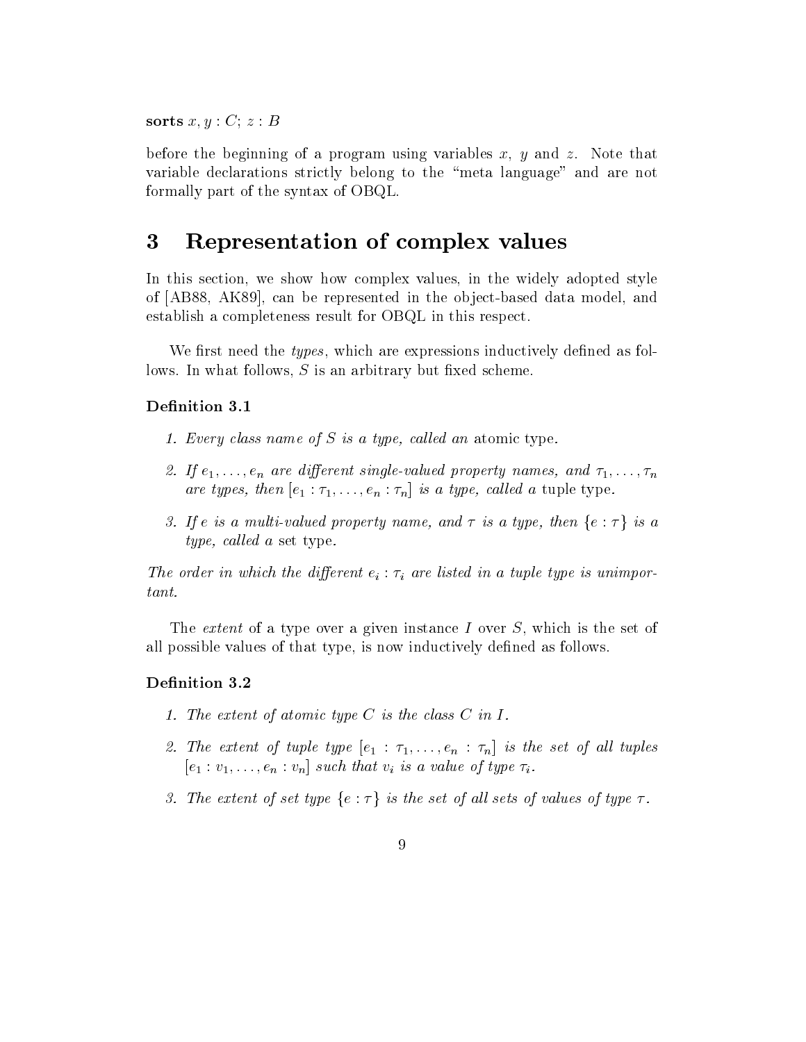**sorts** $x, y : C$; $z : B$

before the beginning of a program using variables $x$, $y$ and $z$. Note that variable declarations strictly belong to the "meta language" and are not formally part of the syntax of OBQL.

# 3 Representation of complex values

In this section, we show how complex values, in the widely adopted style of [AB88, AK89], can be represented in the object-based data model, and establish a completeness result for OBQL in this respect.

We first need the *types*, which are expressions inductively defined as follows. In what follows, $S$ is an arbitrary but fixed scheme.

**Definition 3.1**

1. *Every class name of $S$ is a type, called an* atomic type*.*
2. *If $e_1, \ldots, e_n$ are different single-valued property names, and $\tau_1, \ldots, \tau_n$ are types, then $[e_1 : \tau_1, \ldots, e_n : \tau_n]$ is a type, called a* tuple type*.*
3. *If $e$ is a multi-valued property name, and $\tau$ is a type, then $\{e : \tau\}$ is a type, called a* set type*.*

*The order in which the different $e_i : \tau_i$ are listed in a tuple type is unimportant.*

The *extent* of a type over a given instance $I$ over $S$, which is the set of all possible values of that type, is now inductively defined as follows.

**Definition 3.2**

1. *The extent of atomic type $C$ is the class $C$ in $I$.*
2. *The extent of tuple type $[e_1 : \tau_1, \ldots, e_n : \tau_n]$ is the set of all tuples $[e_1 : v_1, \ldots, e_n : v_n]$ such that $v_i$ is a value of type $\tau_i$.*
3. *The extent of set type $\{e : \tau\}$ is the set of all sets of values of type $\tau$.*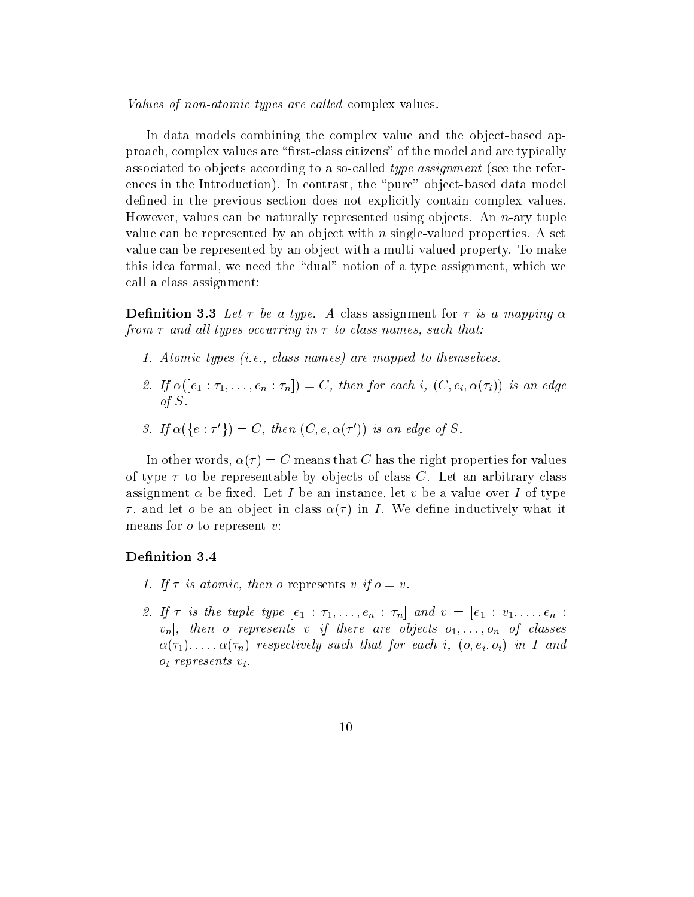*Values of non-atomic types are called* complex values*.*

In data models combining the complex value and the object-based approach, complex values are "first-class citizens" of the model and are typically associated to objects according to a so-called *type assignment* (see the references in the Introduction). In contrast, the "pure" object-based data model defined in the previous section does not explicitly contain complex values. However, values can be naturally represented using objects. An $n$-ary tuple value can be represented by an object with $n$ single-valued properties. A set value can be represented by an object with a multi-valued property. To make this idea formal, we need the "dual" notion of a type assignment, which we call a class assignment:

**Definition 3.3** *Let $\tau$ be a type. A* class assignment *for $\tau$ is a mapping $\alpha$ from $\tau$ and all types occurring in $\tau$ to class names, such that:*

1. *Atomic types (i.e., class names) are mapped to themselves.*
2. *If $\alpha([e_1 : \tau_1, \ldots, e_n : \tau_n]) = C$, then for each $i$, $(C, e_i, \alpha(\tau_i))$ is an edge of $S$.*
3. *If $\alpha(\{e : \tau'\}) = C$, then $(C, e, \alpha(\tau'))$ is an edge of $S$.*

In other words, $\alpha(\tau) = C$ means that $C$ has the right properties for values of type $\tau$ to be representable by objects of class $C$. Let an arbitrary class assignment $\alpha$ be fixed. Let $I$ be an instance, let $v$ be a value over $I$ of type $\tau$, and let $o$ be an object in class $\alpha(\tau)$ in $I$. We define inductively what it means for $o$ to represent $v$:

**Definition 3.4**

1. *If $\tau$ is atomic, then $o$* represents *$v$ if $o = v$.*
2. *If $\tau$ is the tuple type $[e_1 : \tau_1, \ldots, e_n : \tau_n]$ and $v = [e_1 : v_1, \ldots, e_n : v_n]$, then $o$ represents $v$ if there are objects $o_1, \ldots, o_n$ of classes $\alpha(\tau_1), \ldots, \alpha(\tau_n)$ respectively such that for each $i$, $(o, e_i, o_i)$ in $I$ and $o_i$ represents $v_i$.*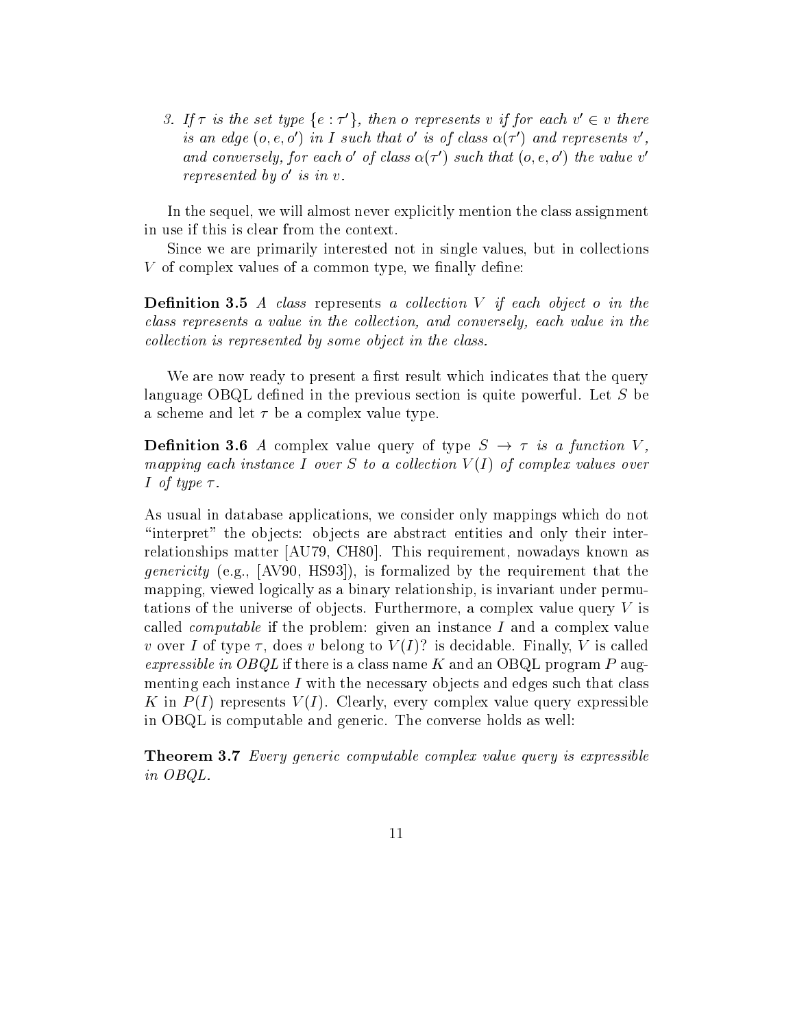3. *If $\tau$ is the set type $\{e : \tau'\}$, then $o$ represents $v$ if for each $v' \in v$ there is an edge $(o, e, o')$ in $I$ such that $o'$ is of class $\alpha(\tau')$ and represents $v'$, and conversely, for each $o'$ of class $\alpha(\tau')$ such that $(o, e, o')$ the value $v'$ represented by $o'$ is in $v$.*

In the sequel, we will almost never explicitly mention the class assignment in use if this is clear from the context.

Since we are primarily interested not in single values, but in collections $V$ of complex values of a common type, we finally define:

**Definition 3.5** *A class* represents *a collection $V$ if each object $o$ in the class represents a value in the collection, and conversely, each value in the collection is represented by some object in the class.*

We are now ready to present a first result which indicates that the query language OBQL defined in the previous section is quite powerful. Let $S$ be a scheme and let $\tau$ be a complex value type.

**Definition 3.6** *A* complex value query *of type $S \to \tau$ is a function $V$, mapping each instance $I$ over $S$ to a collection $V(I)$ of complex values over $I$ of type $\tau$.*

As usual in database applications, we consider only mappings which do not "interpret" the objects: objects are abstract entities and only their interrelationships matter [AU79, CH80]. This requirement, nowadays known as *genericity* (e.g., [AV90, HS93]), is formalized by the requirement that the mapping, viewed logically as a binary relationship, is invariant under permutations of the universe of objects. Furthermore, a complex value query $V$ is called *computable* if the problem: given an instance $I$ and a complex value $v$ over $I$ of type $\tau$, does $v$ belong to $V(I)$? is decidable. Finally, $V$ is called *expressible in OBQL* if there is a class name $K$ and an OBQL program $P$ augmenting each instance $I$ with the necessary objects and edges such that class $K$ in $P(I)$ represents $V(I)$. Clearly, every complex value query expressible in OBQL is computable and generic. The converse holds as well:

**Theorem 3.7** *Every generic computable complex value query is expressible in OBQL.*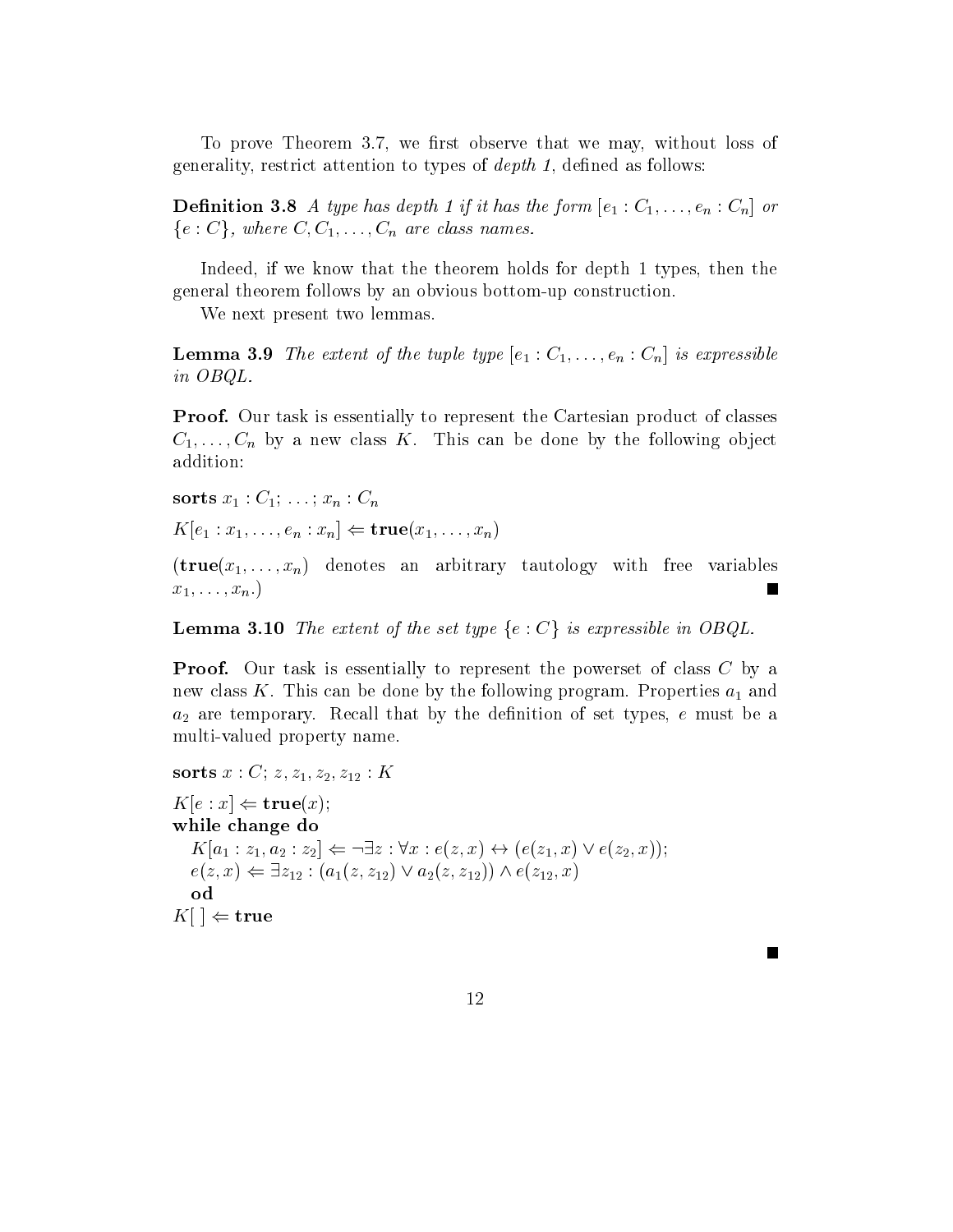To prove Theorem 3.7, we first observe that we may, without loss of generality, restrict attention to types of *depth 1*, defined as follows:

**Definition 3.8** *A type has depth 1 if it has the form $[e_1 : C_1, \ldots, e_n : C_n]$ or $\{e : C\}$, where $C, C_1, \ldots, C_n$ are class names.*

Indeed, if we know that the theorem holds for depth 1 types, then the general theorem follows by an obvious bottom-up construction.

We next present two lemmas.

**Lemma 3.9** *The extent of the tuple type $[e_1 : C_1, \ldots, e_n : C_n]$ is expressible in OBQL.*

**Proof.** Our task is essentially to represent the Cartesian product of classes $C_1, \ldots, C_n$ by a new class $K$. This can be done by the following object addition:

**sorts** $x_1 : C_1; \ldots; x_n : C_n$

$K[e_1 : x_1, \ldots, e_n : x_n] \Leftarrow \mathbf{true}(x_1, \ldots, x_n)$

($\mathbf{true}(x_1, \ldots, x_n)$ denotes an arbitrary tautology with free variables $x_1, \ldots, x_n$.) ■

**Lemma 3.10** *The extent of the set type $\{e : C\}$ is expressible in OBQL.*

**Proof.** Our task is essentially to represent the powerset of class $C$ by a new class $K$. This can be done by the following program. Properties $a_1$ and $a_2$ are temporary. Recall that by the definition of set types, $e$ must be a multi-valued property name.

**sorts** $x : C; z, z_1, z_2, z_{12} : K$

$K[e : x] \Leftarrow \mathbf{true}(x)$;
**while change do**
  $K[a_1 : z_1, a_2 : z_2] \Leftarrow \neg\exists z : \forall x : e(z, x) \leftrightarrow (e(z_1, x) \vee e(z_2, x))$;
  $e(z, x) \Leftarrow \exists z_{12} : (a_1(z, z_{12}) \vee a_2(z, z_{12})) \wedge e(z_{12}, x)$
  **od**
$K[\,] \Leftarrow \mathbf{true}$

■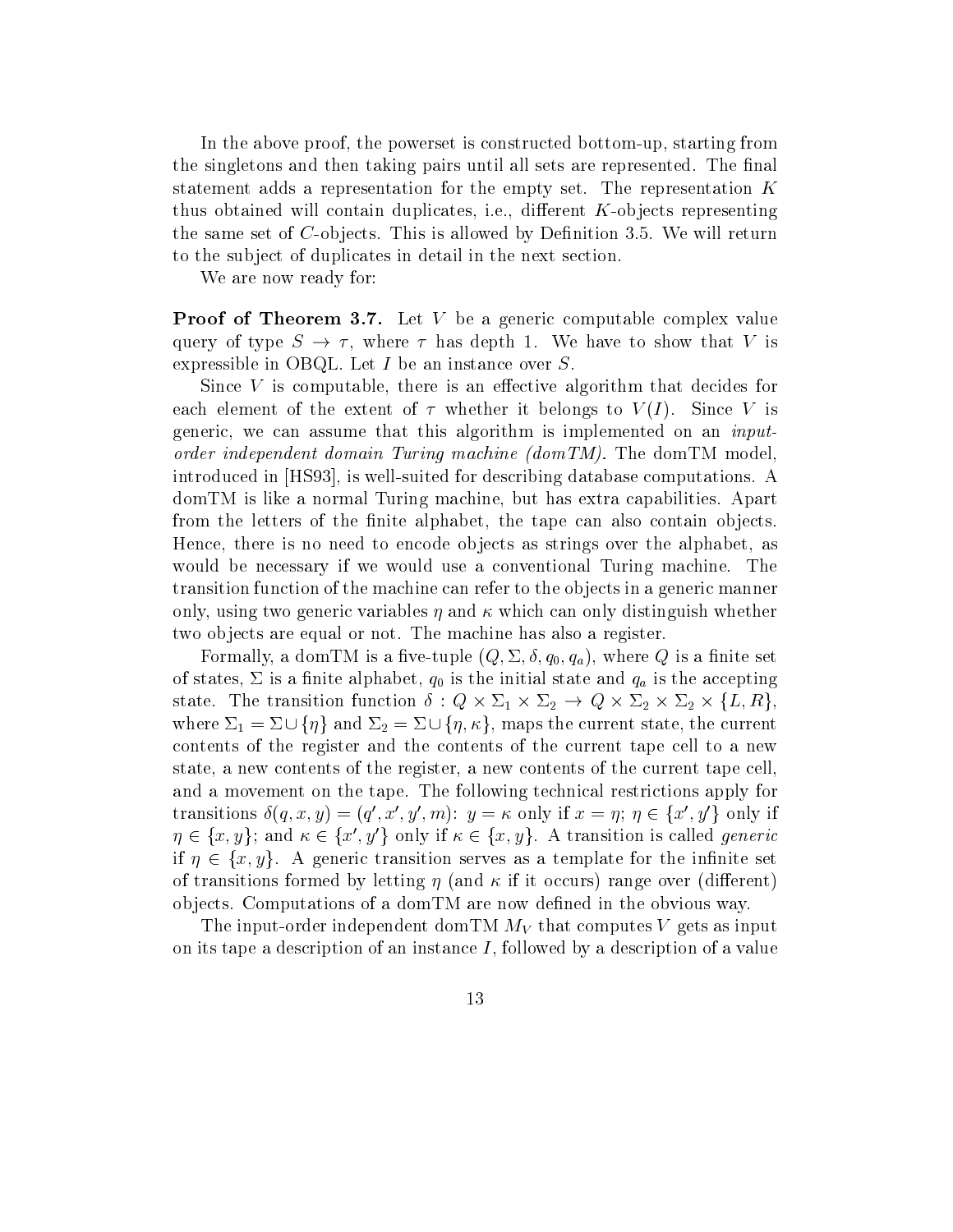In the above proof, the powerset is constructed bottom-up, starting from the singletons and then taking pairs until all sets are represented. The final statement adds a representation for the empty set. The representation $K$ thus obtained will contain duplicates, i.e., different $K$-objects representing the same set of $C$-objects. This is allowed by Definition 3.5. We will return to the subject of duplicates in detail in the next section.

We are now ready for:

**Proof of Theorem 3.7.** Let $V$ be a generic computable complex value query of type $S \rightarrow \tau$, where $\tau$ has depth 1. We have to show that $V$ is expressible in OBQL. Let $I$ be an instance over $S$.

Since $V$ is computable, there is an effective algorithm that decides for each element of the extent of $\tau$ whether it belongs to $V(I)$. Since $V$ is generic, we can assume that this algorithm is implemented on an *input-order independent domain Turing machine (domTM)*. The domTM model, introduced in [HS93], is well-suited for describing database computations. A domTM is like a normal Turing machine, but has extra capabilities. Apart from the letters of the finite alphabet, the tape can also contain objects. Hence, there is no need to encode objects as strings over the alphabet, as would be necessary if we would use a conventional Turing machine. The transition function of the machine can refer to the objects in a generic manner only, using two generic variables $\eta$ and $\kappa$ which can only distinguish whether two objects are equal or not. The machine has also a register.

Formally, a domTM is a five-tuple $(Q, \Sigma, \delta, q_0, q_a)$, where $Q$ is a finite set of states, $\Sigma$ is a finite alphabet, $q_0$ is the initial state and $q_a$ is the accepting state. The transition function $\delta : Q \times \Sigma_1 \times \Sigma_2 \rightarrow Q \times \Sigma_2 \times \Sigma_2 \times \{L, R\}$, where $\Sigma_1 = \Sigma \cup \{\eta\}$ and $\Sigma_2 = \Sigma \cup \{\eta, \kappa\}$, maps the current state, the current contents of the register and the contents of the current tape cell to a new state, a new contents of the register, a new contents of the current tape cell, and a movement on the tape. The following technical restrictions apply for transitions $\delta(q, x, y) = (q', x', y', m)$: $y = \kappa$ only if $x = \eta$; $\eta \in \{x', y'\}$ only if $\eta \in \{x, y\}$; and $\kappa \in \{x', y'\}$ only if $\kappa \in \{x, y\}$. A transition is called *generic* if $\eta \in \{x, y\}$. A generic transition serves as a template for the infinite set of transitions formed by letting $\eta$ (and $\kappa$ if it occurs) range over (different) objects. Computations of a domTM are now defined in the obvious way.

The input-order independent domTM $M_V$ that computes $V$ gets as input on its tape a description of an instance $I$, followed by a description of a value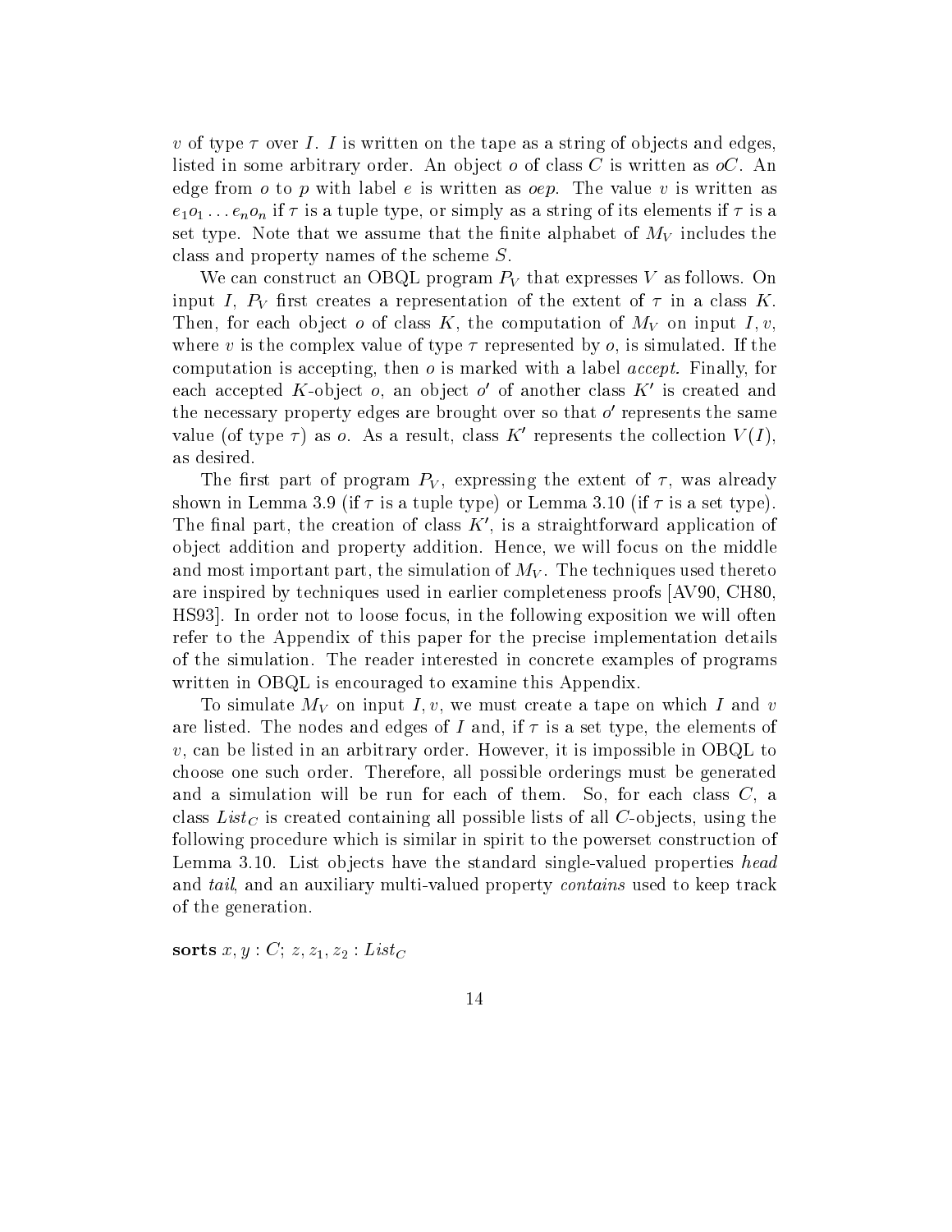$v$ of type $\tau$ over $I$. $I$ is written on the tape as a string of objects and edges, listed in some arbitrary order. An object $o$ of class $C$ is written as $oC$. An edge from $o$ to $p$ with label $e$ is written as $oep$. The value $v$ is written as $e_1 o_1 \ldots e_n o_n$ if $\tau$ is a tuple type, or simply as a string of its elements if $\tau$ is a set type. Note that we assume that the finite alphabet of $M_V$ includes the class and property names of the scheme $S$.

We can construct an OBQL program $P_V$ that expresses $V$ as follows. On input $I$, $P_V$ first creates a representation of the extent of $\tau$ in a class $K$. Then, for each object $o$ of class $K$, the computation of $M_V$ on input $I, v$, where $v$ is the complex value of type $\tau$ represented by $o$, is simulated. If the computation is accepting, then $o$ is marked with a label *accept*. Finally, for each accepted $K$-object $o$, an object $o'$ of another class $K'$ is created and the necessary property edges are brought over so that $o'$ represents the same value (of type $\tau$) as $o$. As a result, class $K'$ represents the collection $V(I)$, as desired.

The first part of program $P_V$, expressing the extent of $\tau$, was already shown in Lemma 3.9 (if $\tau$ is a tuple type) or Lemma 3.10 (if $\tau$ is a set type). The final part, the creation of class $K'$, is a straightforward application of object addition and property addition. Hence, we will focus on the middle and most important part, the simulation of $M_V$. The techniques used thereto are inspired by techniques used in earlier completeness proofs [AV90, CH80, HS93]. In order not to loose focus, in the following exposition we will often refer to the Appendix of this paper for the precise implementation details of the simulation. The reader interested in concrete examples of programs written in OBQL is encouraged to examine this Appendix.

To simulate $M_V$ on input $I, v$, we must create a tape on which $I$ and $v$ are listed. The nodes and edges of $I$ and, if $\tau$ is a set type, the elements of $v$, can be listed in an arbitrary order. However, it is impossible in OBQL to choose one such order. Therefore, all possible orderings must be generated and a simulation will be run for each of them. So, for each class $C$, a class $List_C$ is created containing all possible lists of all $C$-objects, using the following procedure which is similar in spirit to the powerset construction of Lemma 3.10. List objects have the standard single-valued properties *head* and *tail*, and an auxiliary multi-valued property *contains* used to keep track of the generation.

**sorts** $x, y : C$; $z, z_1, z_2 : List_C$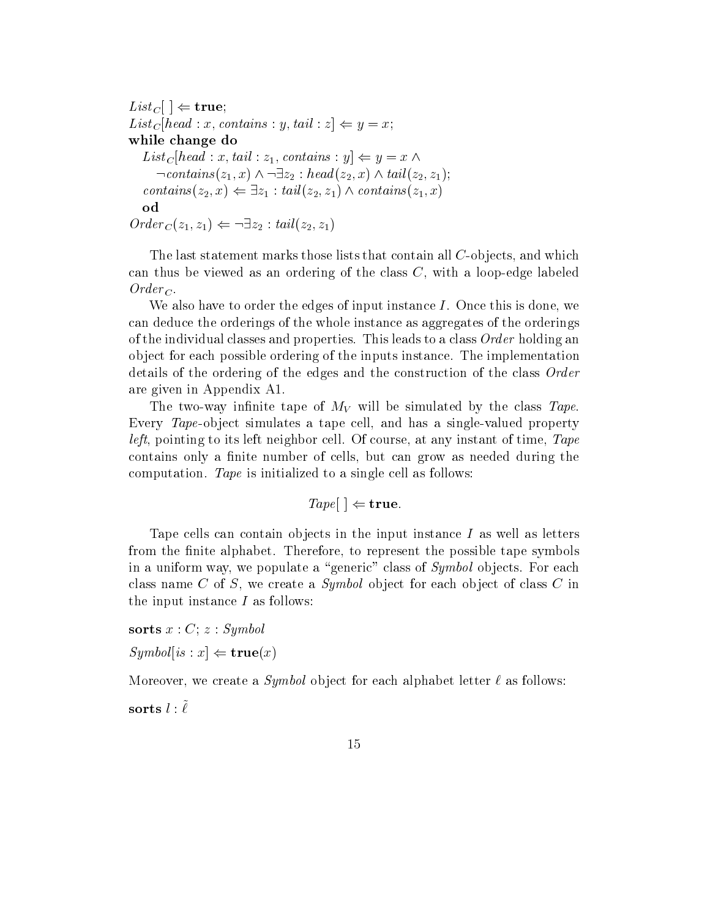$List_C[\,] \Leftarrow \mathbf{true};$
$List_C[head : x, contains : y, tail : z] \Leftarrow y = x;$
**while change do**
  $List_C[head : x, tail : z_1, contains : y] \Leftarrow y = x \wedge$
    $\neg contains(z_1, x) \wedge \neg\exists z_2 : head(z_2, x) \wedge tail(z_2, z_1);$
  $contains(z_2, x) \Leftarrow \exists z_1 : tail(z_2, z_1) \wedge contains(z_1, x)$
  **od**
$Order_C(z_1, z_1) \Leftarrow \neg\exists z_2 : tail(z_2, z_1)$

The last statement marks those lists that contain all $C$-objects, and which can thus be viewed as an ordering of the class $C$, with a loop-edge labeled $Order_C$.

We also have to order the edges of input instance $I$. Once this is done, we can deduce the orderings of the whole instance as aggregates of the orderings of the individual classes and properties. This leads to a class *Order* holding an object for each possible ordering of the inputs instance. The implementation details of the ordering of the edges and the construction of the class *Order* are given in Appendix A1.

The two-way infinite tape of $M_V$ will be simulated by the class *Tape*. Every *Tape*-object simulates a tape cell, and has a single-valued property *left*, pointing to its left neighbor cell. Of course, at any instant of time, *Tape* contains only a finite number of cells, but can grow as needed during the computation. *Tape* is initialized to a single cell as follows:

$$Tape[\,] \Leftarrow \mathbf{true}.$$

Tape cells can contain objects in the input instance $I$ as well as letters from the finite alphabet. Therefore, to represent the possible tape symbols in a uniform way, we populate a "generic" class of *Symbol* objects. For each class name $C$ of $S$, we create a *Symbol* object for each object of class $C$ in the input instance $I$ as follows:

**sorts** $x : C;\ z : Symbol$

$Symbol[is : x] \Leftarrow \mathbf{true}(x)$

Moreover, we create a *Symbol* object for each alphabet letter $\ell$ as follows:

**sorts** $l : \tilde{\ell}$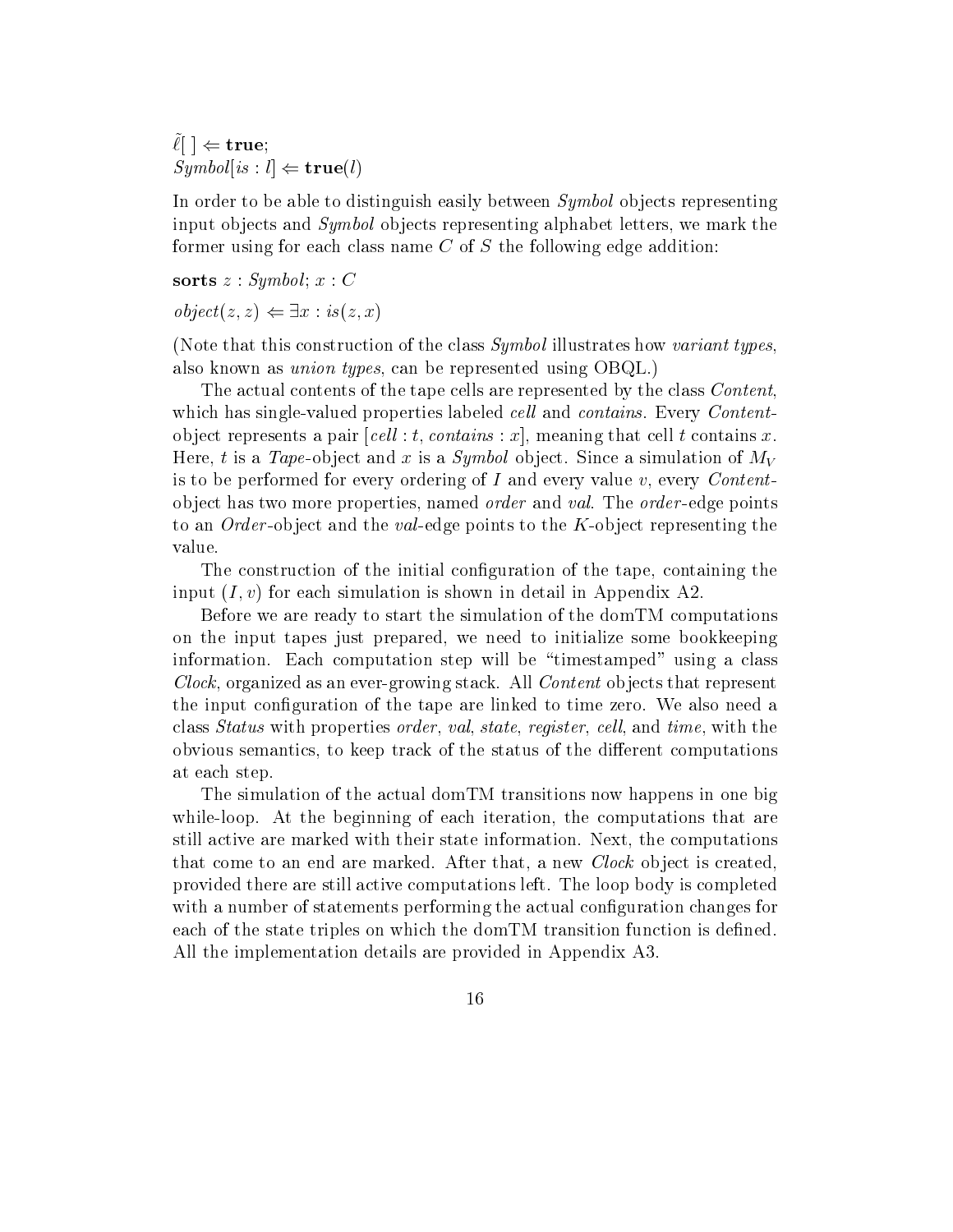$\tilde{\ell}[\,] \Leftarrow \mathbf{true}$;
$Symbol[is : l] \Leftarrow \mathbf{true}(l)$

In order to be able to distinguish easily between *Symbol* objects representing input objects and *Symbol* objects representing alphabet letters, we mark the former using for each class name $C$ of $S$ the following edge addition:

**sorts** $z : Symbol$; $x : C$

$object(z, z) \Leftarrow \exists x : is(z, x)$

(Note that this construction of the class *Symbol* illustrates how *variant types*, also known as *union types*, can be represented using OBQL.)

The actual contents of the tape cells are represented by the class *Content*, which has single-valued properties labeled *cell* and *contains*. Every *Content*-object represents a pair $[cell : t, contains : x]$, meaning that cell $t$ contains $x$. Here, $t$ is a *Tape*-object and $x$ is a *Symbol* object. Since a simulation of $M_V$ is to be performed for every ordering of $I$ and every value $v$, every *Content*-object has two more properties, named *order* and *val*. The *order*-edge points to an *Order*-object and the *val*-edge points to the $K$-object representing the value.

The construction of the initial configuration of the tape, containing the input $(I, v)$ for each simulation is shown in detail in Appendix A2.

Before we are ready to start the simulation of the domTM computations on the input tapes just prepared, we need to initialize some bookkeeping information. Each computation step will be "timestamped" using a class *Clock*, organized as an ever-growing stack. All *Content* objects that represent the input configuration of the tape are linked to time zero. We also need a class *Status* with properties *order*, *val*, *state*, *register*, *cell*, and *time*, with the obvious semantics, to keep track of the status of the different computations at each step.

The simulation of the actual domTM transitions now happens in one big while-loop. At the beginning of each iteration, the computations that are still active are marked with their state information. Next, the computations that come to an end are marked. After that, a new *Clock* object is created, provided there are still active computations left. The loop body is completed with a number of statements performing the actual configuration changes for each of the state triples on which the domTM transition function is defined. All the implementation details are provided in Appendix A3.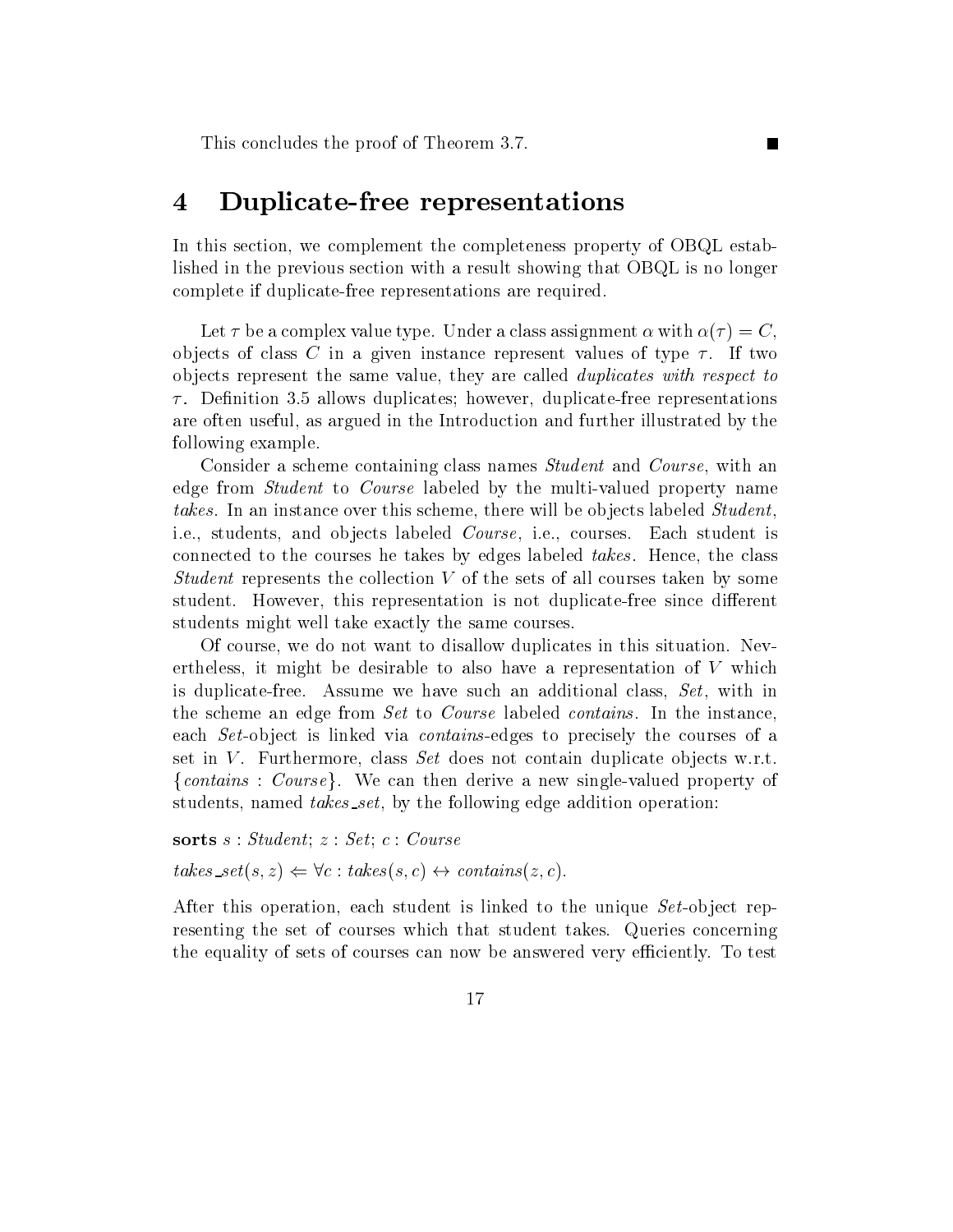This concludes the proof of Theorem 3.7. ■

# 4 Duplicate-free representations

In this section, we complement the completeness property of OBQL established in the previous section with a result showing that OBQL is no longer complete if duplicate-free representations are required.

Let $\tau$ be a complex value type. Under a class assignment $\alpha$ with $\alpha(\tau) = C$, objects of class $C$ in a given instance represent values of type $\tau$. If two objects represent the same value, they are called *duplicates with respect to* $\tau$. Definition 3.5 allows duplicates; however, duplicate-free representations are often useful, as argued in the Introduction and further illustrated by the following example.

Consider a scheme containing class names *Student* and *Course*, with an edge from *Student* to *Course* labeled by the multi-valued property name *takes*. In an instance over this scheme, there will be objects labeled *Student*, i.e., students, and objects labeled *Course*, i.e., courses. Each student is connected to the courses he takes by edges labeled *takes*. Hence, the class *Student* represents the collection $V$ of the sets of all courses taken by some student. However, this representation is not duplicate-free since different students might well take exactly the same courses.

Of course, we do not want to disallow duplicates in this situation. Nevertheless, it might be desirable to also have a representation of $V$ which is duplicate-free. Assume we have such an additional class, *Set*, with in the scheme an edge from *Set* to *Course* labeled *contains*. In the instance, each *Set*-object is linked via *contains*-edges to precisely the courses of a set in $V$. Furthermore, class *Set* does not contain duplicate objects w.r.t. $\{contains : Course\}$. We can then derive a new single-valued property of students, named *takes_set*, by the following edge addition operation:

**sorts** $s : Student$; $z : Set$; $c : Course$

$takes\_set(s, z) \Leftarrow \forall c : takes(s, c) \leftrightarrow contains(z, c)$.

After this operation, each student is linked to the unique *Set*-object representing the set of courses which that student takes. Queries concerning the equality of sets of courses can now be answered very efficiently. To test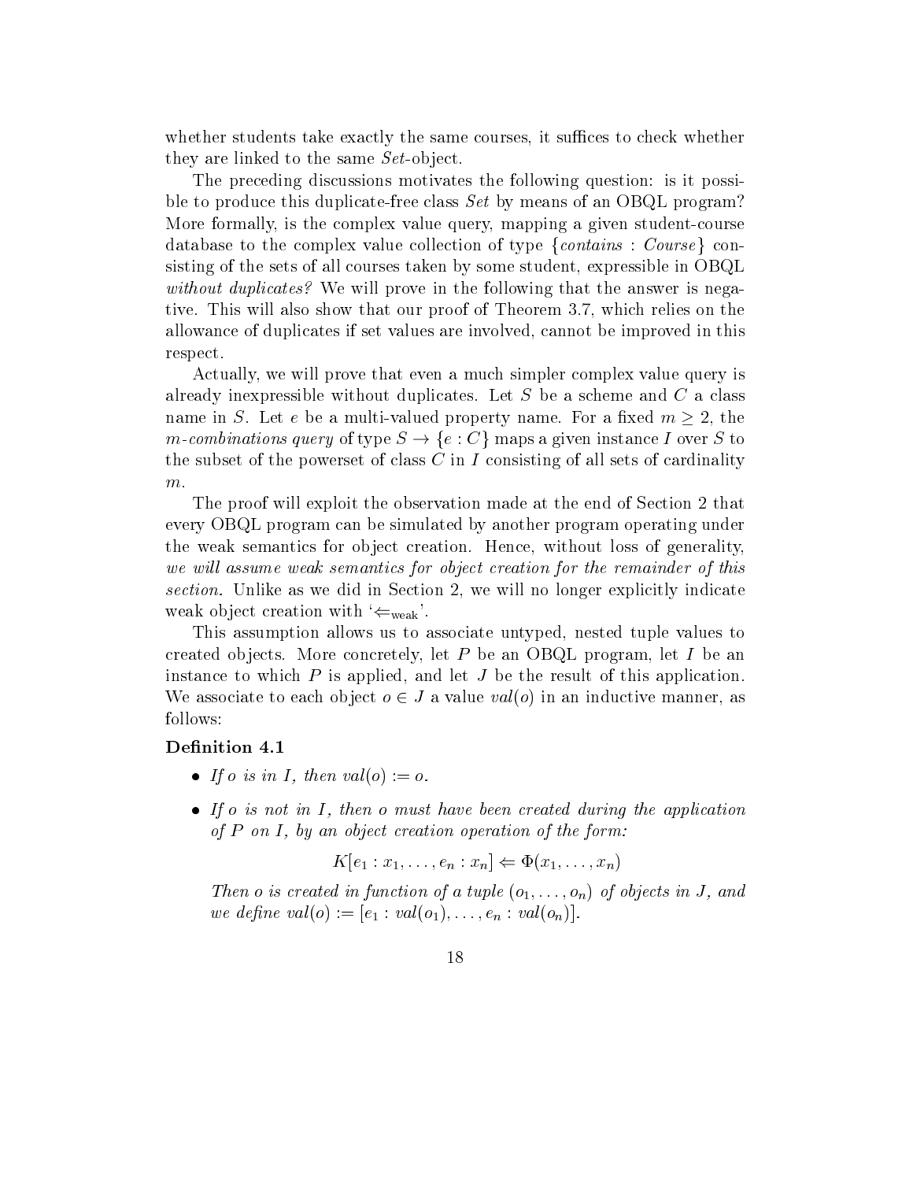whether students take exactly the same courses, it suffices to check whether they are linked to the same *Set*-object.

The preceding discussions motivates the following question: is it possible to produce this duplicate-free class *Set* by means of an OBQL program? More formally, is the complex value query, mapping a given student-course database to the complex value collection of type $\{contains : Course\}$ consisting of the sets of all courses taken by some student, expressible in OBQL *without duplicates?* We will prove in the following that the answer is negative. This will also show that our proof of Theorem 3.7, which relies on the allowance of duplicates if set values are involved, cannot be improved in this respect.

Actually, we will prove that even a much simpler complex value query is already inexpressible without duplicates. Let $S$ be a scheme and $C$ a class name in $S$. Let $e$ be a multi-valued property name. For a fixed $m \geq 2$, the *$m$-combinations query* of type $S \rightarrow \{e : C\}$ maps a given instance $I$ over $S$ to the subset of the powerset of class $C$ in $I$ consisting of all sets of cardinality $m$.

The proof will exploit the observation made at the end of Section 2 that every OBQL program can be simulated by another program operating under the weak semantics for object creation. Hence, without loss of generality, *we will assume weak semantics for object creation for the remainder of this section.* Unlike as we did in Section 2, we will no longer explicitly indicate weak object creation with '$\Leftarrow_{\text{weak}}$'.

This assumption allows us to associate untyped, nested tuple values to created objects. More concretely, let $P$ be an OBQL program, let $I$ be an instance to which $P$ is applied, and let $J$ be the result of this application. We associate to each object $o \in J$ a value $val(o)$ in an inductive manner, as follows:

**Definition 4.1**

- *If $o$ is in $I$, then $val(o) := o$.*
- *If $o$ is not in $I$, then $o$ must have been created during the application of $P$ on $I$, by an object creation operation of the form:*

$$K[e_1 : x_1, \ldots, e_n : x_n] \Leftarrow \Phi(x_1, \ldots, x_n)$$

*Then $o$ is created in function of a tuple $(o_1, \ldots, o_n)$ of objects in $J$, and we define $val(o) := [e_1 : val(o_1), \ldots, e_n : val(o_n)]$.*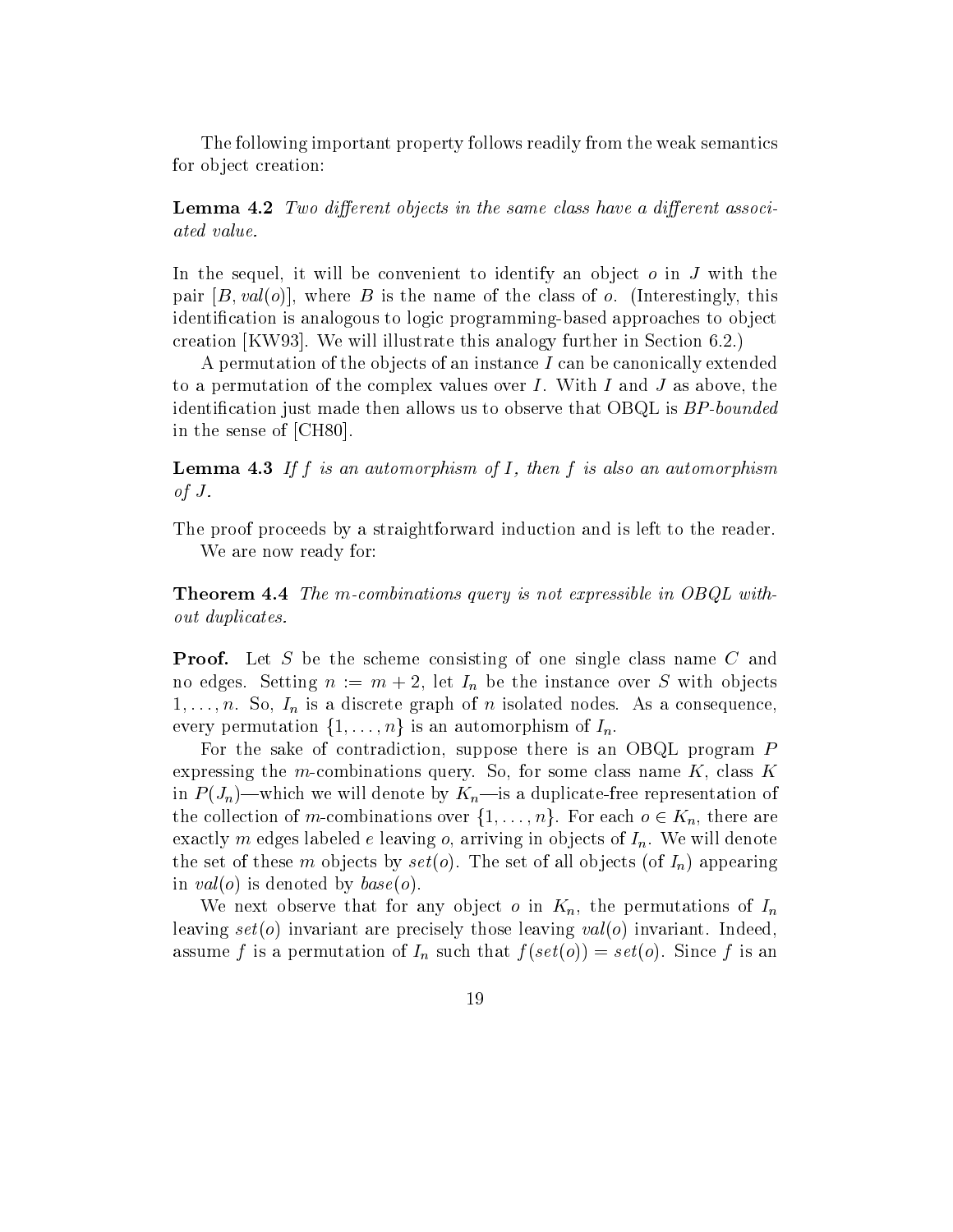The following important property follows readily from the weak semantics for object creation:

**Lemma 4.2** *Two different objects in the same class have a different associated value.*

In the sequel, it will be convenient to identify an object $o$ in $J$ with the pair $[B, val(o)]$, where $B$ is the name of the class of $o$. (Interestingly, this identification is analogous to logic programming-based approaches to object creation [KW93]. We will illustrate this analogy further in Section 6.2.)

A permutation of the objects of an instance $I$ can be canonically extended to a permutation of the complex values over $I$. With $I$ and $J$ as above, the identification just made then allows us to observe that OBQL is *BP-bounded* in the sense of [CH80].

**Lemma 4.3** *If $f$ is an automorphism of $I$, then $f$ is also an automorphism of $J$.*

The proof proceeds by a straightforward induction and is left to the reader.

We are now ready for:

**Theorem 4.4** *The $m$-combinations query is not expressible in OBQL without duplicates.*

**Proof.** Let $S$ be the scheme consisting of one single class name $C$ and no edges. Setting $n := m + 2$, let $I_n$ be the instance over $S$ with objects $1, \ldots, n$. So, $I_n$ is a discrete graph of $n$ isolated nodes. As a consequence, every permutation $\{1, \ldots, n\}$ is an automorphism of $I_n$.

For the sake of contradiction, suppose there is an OBQL program $P$ expressing the $m$-combinations query. So, for some class name $K$, class $K$ in $P(J_n)$—which we will denote by $K_n$—is a duplicate-free representation of the collection of $m$-combinations over $\{1, \ldots, n\}$. For each $o \in K_n$, there are exactly $m$ edges labeled $e$ leaving $o$, arriving in objects of $I_n$. We will denote the set of these $m$ objects by $set(o)$. The set of all objects (of $I_n$) appearing in $val(o)$ is denoted by $base(o)$.

We next observe that for any object $o$ in $K_n$, the permutations of $I_n$ leaving $set(o)$ invariant are precisely those leaving $val(o)$ invariant. Indeed, assume $f$ is a permutation of $I_n$ such that $f(set(o)) = set(o)$. Since $f$ is an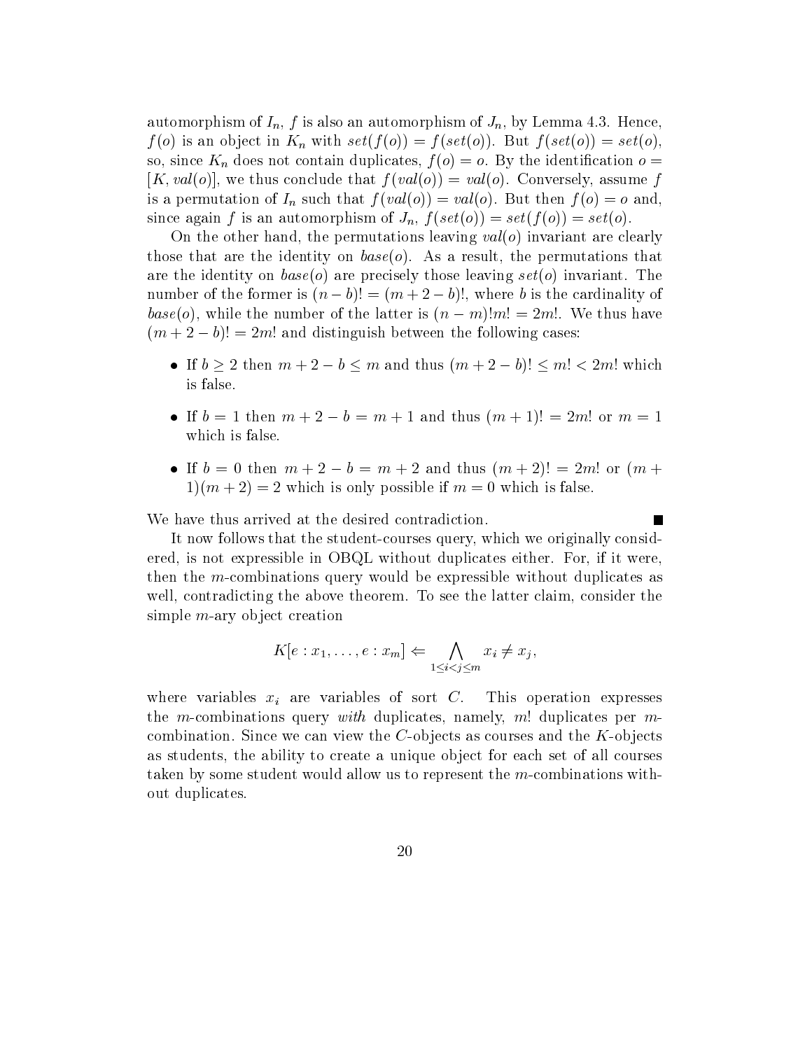automorphism of $I_n$, $f$ is also an automorphism of $J_n$, by Lemma 4.3. Hence, $f(o)$ is an object in $K_n$ with $set(f(o)) = f(set(o))$. But $f(set(o)) = set(o)$, so, since $K_n$ does not contain duplicates, $f(o) = o$. By the identification $o = [K, val(o)]$, we thus conclude that $f(val(o)) = val(o)$. Conversely, assume $f$ is a permutation of $I_n$ such that $f(val(o)) = val(o)$. But then $f(o) = o$ and, since again $f$ is an automorphism of $J_n$, $f(set(o)) = set(f(o)) = set(o)$.

On the other hand, the permutations leaving $val(o)$ invariant are clearly those that are the identity on $base(o)$. As a result, the permutations that are the identity on $base(o)$ are precisely those leaving $set(o)$ invariant. The number of the former is $(n-b)! = (m+2-b)!$, where $b$ is the cardinality of $base(o)$, while the number of the latter is $(n-m)!m! = 2m!$. We thus have $(m+2-b)! = 2m!$ and distinguish between the following cases:

- If $b \geq 2$ then $m+2-b \leq m$ and thus $(m+2-b)! \leq m! < 2m!$ which is false.
- If $b = 1$ then $m+2-b = m+1$ and thus $(m+1)! = 2m!$ or $m = 1$ which is false.
- If $b = 0$ then $m+2-b = m+2$ and thus $(m+2)! = 2m!$ or $(m+1)(m+2) = 2$ which is only possible if $m = 0$ which is false.

We have thus arrived at the desired contradiction. ∎

It now follows that the student-courses query, which we originally considered, is not expressible in OBQL without duplicates either. For, if it were, then the $m$-combinations query would be expressible without duplicates as well, contradicting the above theorem. To see the latter claim, consider the simple $m$-ary object creation

$$K[e : x_1, \ldots, e : x_m] \Leftarrow \bigwedge_{1 \leq i < j \leq m} x_i \neq x_j,$$

where variables $x_i$ are variables of sort $C$. This operation expresses the $m$-combinations query *with* duplicates, namely, $m!$ duplicates per $m$-combination. Since we can view the $C$-objects as courses and the $K$-objects as students, the ability to create a unique object for each set of all courses taken by some student would allow us to represent the $m$-combinations without duplicates.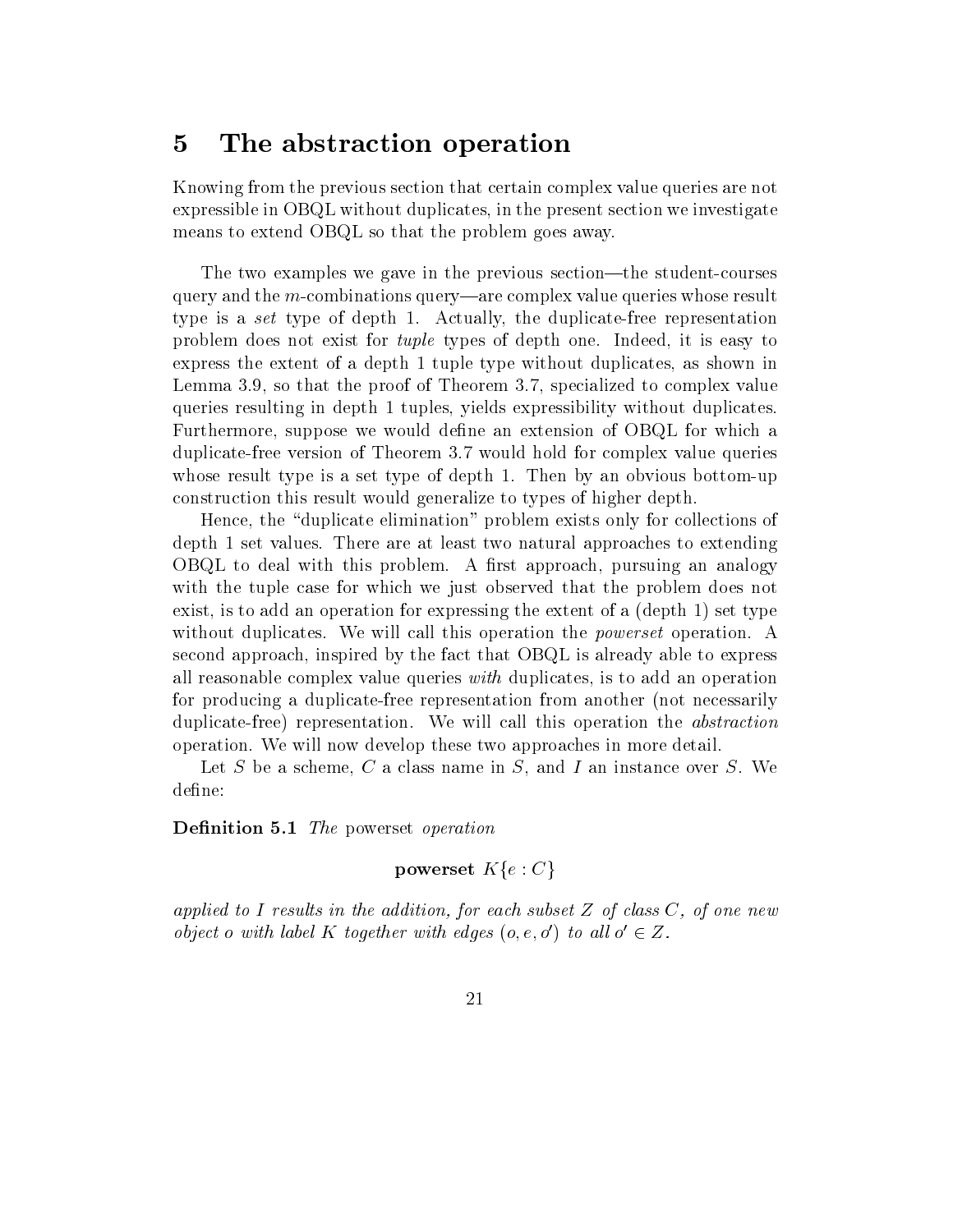# 5 The abstraction operation

Knowing from the previous section that certain complex value queries are not expressible in OBQL without duplicates, in the present section we investigate means to extend OBQL so that the problem goes away.

The two examples we gave in the previous section—the student-courses query and the $m$-combinations query—are complex value queries whose result type is a *set* type of depth 1. Actually, the duplicate-free representation problem does not exist for *tuple* types of depth one. Indeed, it is easy to express the extent of a depth 1 tuple type without duplicates, as shown in Lemma 3.9, so that the proof of Theorem 3.7, specialized to complex value queries resulting in depth 1 tuples, yields expressibility without duplicates. Furthermore, suppose we would define an extension of OBQL for which a duplicate-free version of Theorem 3.7 would hold for complex value queries whose result type is a set type of depth 1. Then by an obvious bottom-up construction this result would generalize to types of higher depth.

Hence, the "duplicate elimination" problem exists only for collections of depth 1 set values. There are at least two natural approaches to extending OBQL to deal with this problem. A first approach, pursuing an analogy with the tuple case for which we just observed that the problem does not exist, is to add an operation for expressing the extent of a (depth 1) set type without duplicates. We will call this operation the *powerset* operation. A second approach, inspired by the fact that OBQL is already able to express all reasonable complex value queries *with* duplicates, is to add an operation for producing a duplicate-free representation from another (not necessarily duplicate-free) representation. We will call this operation the *abstraction* operation. We will now develop these two approaches in more detail.

Let $S$ be a scheme, $C$ a class name in $S$, and $I$ an instance over $S$. We define:

**Definition 5.1** *The* powerset *operation*

$$\textbf{powerset } K\{e : C\}$$

*applied to $I$ results in the addition, for each subset $Z$ of class $C$, of one new object $o$ with label $K$ together with edges $(o, e, o')$ to all $o' \in Z$.*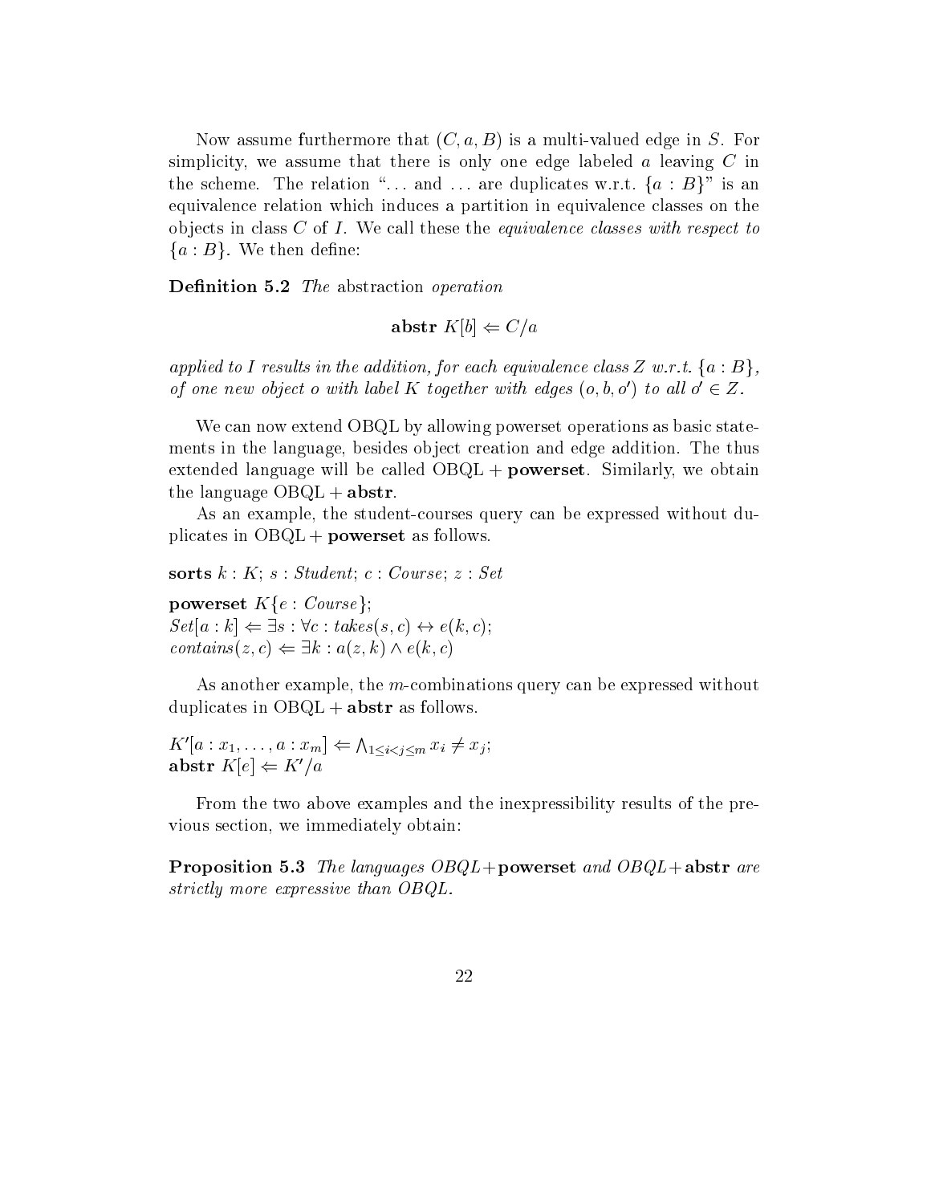Now assume furthermore that $(C, a, B)$ is a multi-valued edge in $S$. For simplicity, we assume that there is only one edge labeled $a$ leaving $C$ in the scheme. The relation "… and … are duplicates w.r.t. $\{a : B\}$" is an equivalence relation which induces a partition in equivalence classes on the objects in class $C$ of $I$. We call these the *equivalence classes with respect to* $\{a : B\}$. We then define:

**Definition 5.2** *The* abstraction *operation*

$$\textbf{abstr}\ K[b] \Leftarrow C/a$$

*applied to $I$ results in the addition, for each equivalence class $Z$ w.r.t. $\{a : B\}$, of one new object $o$ with label $K$ together with edges $(o, b, o')$ to all $o' \in Z$.*

We can now extend OBQL by allowing powerset operations as basic statements in the language, besides object creation and edge addition. The thus extended language will be called OBQL + **powerset**. Similarly, we obtain the language OBQL + **abstr**.

As an example, the student-courses query can be expressed without duplicates in OBQL + **powerset** as follows.

**sorts** $k : K$; $s : Student$; $c : Course$; $z : Set$

**powerset** $K\{e : Course\}$;
$Set[a : k] \Leftarrow \exists s : \forall c : takes(s, c) \leftrightarrow e(k, c)$;
$contains(z, c) \Leftarrow \exists k : a(z, k) \wedge e(k, c)$

As another example, the $m$-combinations query can be expressed without duplicates in OBQL + **abstr** as follows.

$K'[a : x_1, \ldots, a : x_m] \Leftarrow \bigwedge_{1 \leq i < j \leq m} x_i \neq x_j$;
**abstr** $K[e] \Leftarrow K'/a$

From the two above examples and the inexpressibility results of the previous section, we immediately obtain:

**Proposition 5.3** *The languages OBQL+***powerset** *and OBQL+***abstr** *are strictly more expressive than OBQL.*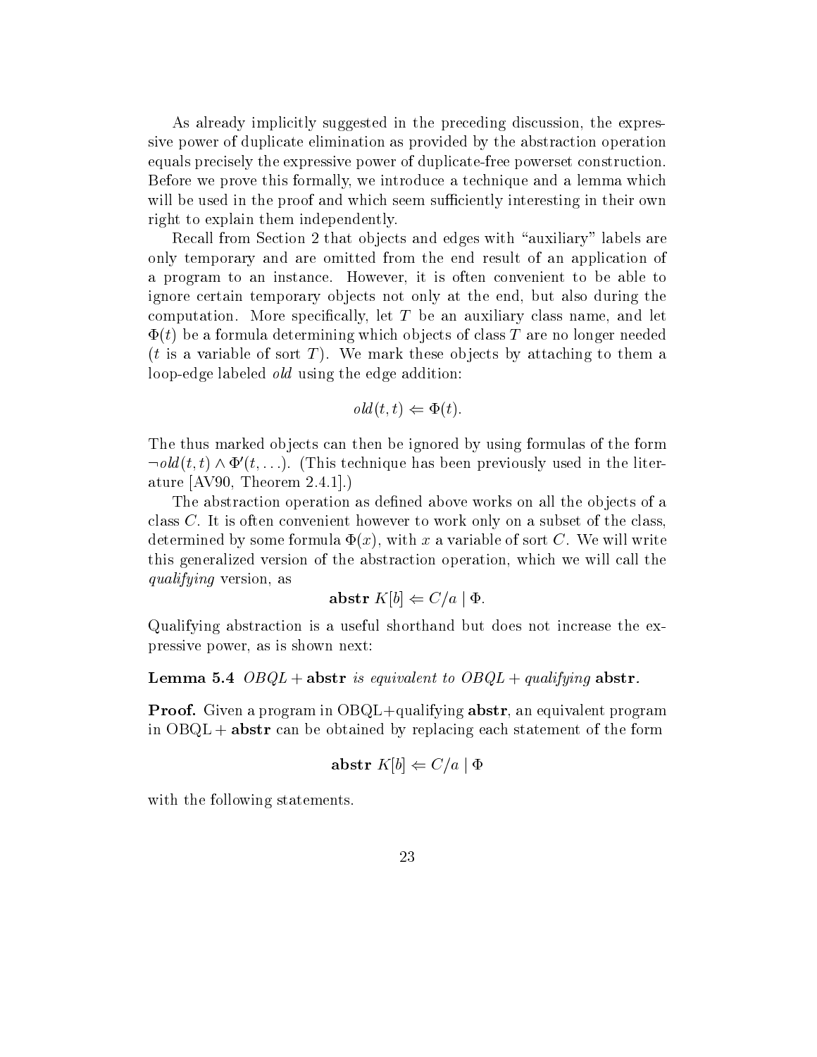As already implicitly suggested in the preceding discussion, the expressive power of duplicate elimination as provided by the abstraction operation equals precisely the expressive power of duplicate-free powerset construction. Before we prove this formally, we introduce a technique and a lemma which will be used in the proof and which seem sufficiently interesting in their own right to explain them independently.

Recall from Section 2 that objects and edges with "auxiliary" labels are only temporary and are omitted from the end result of an application of a program to an instance. However, it is often convenient to be able to ignore certain temporary objects not only at the end, but also during the computation. More specifically, let $T$ be an auxiliary class name, and let $\Phi(t)$ be a formula determining which objects of class $T$ are no longer needed ($t$ is a variable of sort $T$). We mark these objects by attaching to them a loop-edge labeled *old* using the edge addition:

$$old(t,t) \Leftarrow \Phi(t).$$

The thus marked objects can then be ignored by using formulas of the form $\neg old(t,t) \wedge \Phi'(t,\ldots)$. (This technique has been previously used in the literature [AV90, Theorem 2.4.1].)

The abstraction operation as defined above works on all the objects of a class $C$. It is often convenient however to work only on a subset of the class, determined by some formula $\Phi(x)$, with $x$ a variable of sort $C$. We will write this generalized version of the abstraction operation, which we will call the *qualifying* version, as

$$\textbf{abstr}\ K[b] \Leftarrow C/a \mid \Phi.$$

Qualifying abstraction is a useful shorthand but does not increase the expressive power, as is shown next:

**Lemma 5.4** *OBQL* + **abstr** *is equivalent to OBQL* + *qualifying* **abstr**.

**Proof.** Given a program in OBQL+qualifying **abstr**, an equivalent program in OBQL + **abstr** can be obtained by replacing each statement of the form

$$\textbf{abstr}\ K[b] \Leftarrow C/a \mid \Phi$$

with the following statements.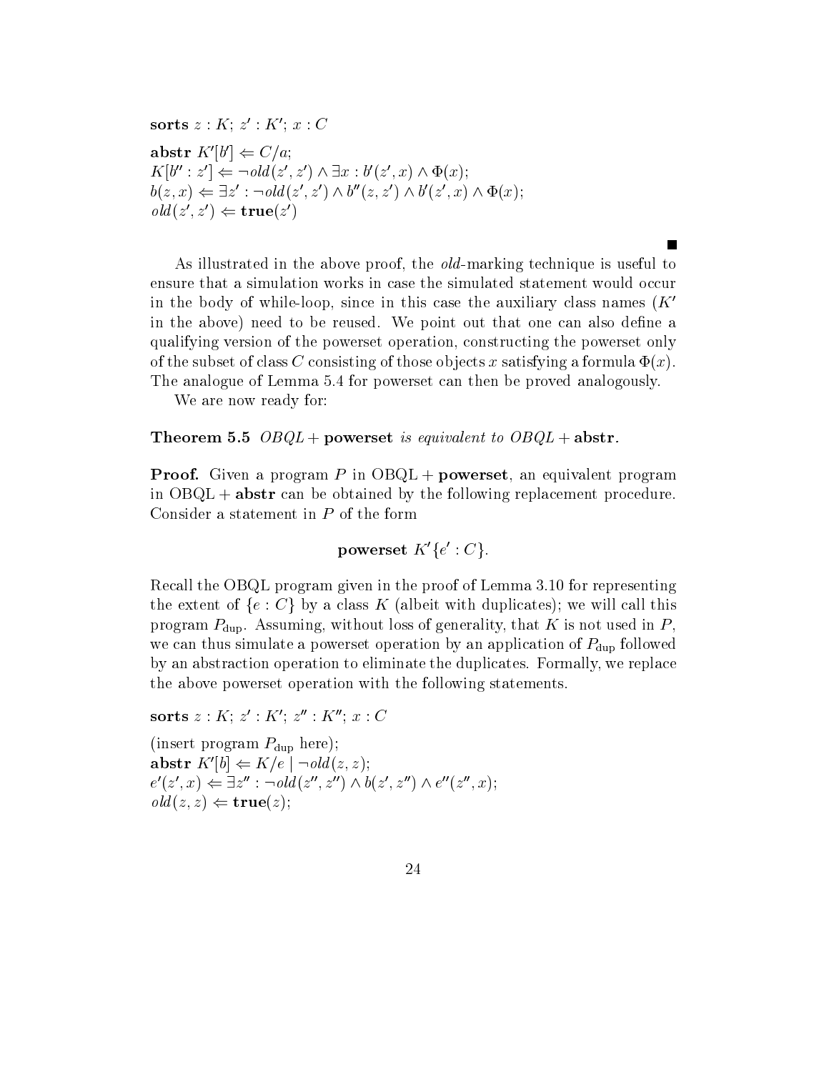**sorts** $z : K$; $z' : K'$; $x : C$

**abstr** $K'[b'] \Leftarrow C/a$;
$K[b'' : z'] \Leftarrow \neg old(z', z') \wedge \exists x : b'(z', x) \wedge \Phi(x)$;
$b(z, x) \Leftarrow \exists z' : \neg old(z', z') \wedge b''(z, z') \wedge b'(z', x) \wedge \Phi(x)$;
$old(z', z') \Leftarrow \mathbf{true}(z')$

■

As illustrated in the above proof, the *old*-marking technique is useful to ensure that a simulation works in case the simulated statement would occur in the body of while-loop, since in this case the auxiliary class names ($K'$ in the above) need to be reused. We point out that one can also define a qualifying version of the powerset operation, constructing the powerset only of the subset of class $C$ consisting of those objects $x$ satisfying a formula $\Phi(x)$. The analogue of Lemma 5.4 for powerset can then be proved analogously.

We are now ready for:

**Theorem 5.5** *OBQL* + **powerset** *is equivalent to OBQL* + **abstr**.

**Proof.** Given a program $P$ in OBQL + **powerset**, an equivalent program in OBQL + **abstr** can be obtained by the following replacement procedure. Consider a statement in $P$ of the form

$$\textbf{powerset } K'\{e' : C\}.$$

Recall the OBQL program given in the proof of Lemma 3.10 for representing the extent of $\{e : C\}$ by a class $K$ (albeit with duplicates); we will call this program $P_{\mathrm{dup}}$. Assuming, without loss of generality, that $K$ is not used in $P$, we can thus simulate a powerset operation by an application of $P_{\mathrm{dup}}$ followed by an abstraction operation to eliminate the duplicates. Formally, we replace the above powerset operation with the following statements.

**sorts** $z : K$; $z' : K'$; $z'' : K''$; $x : C$

(insert program $P_{\mathrm{dup}}$ here);
**abstr** $K'[b] \Leftarrow K/e \mid \neg old(z, z)$;
$e'(z', x) \Leftarrow \exists z'' : \neg old(z'', z'') \wedge b(z', z'') \wedge e''(z'', x)$;
$old(z, z) \Leftarrow \mathbf{true}(z)$;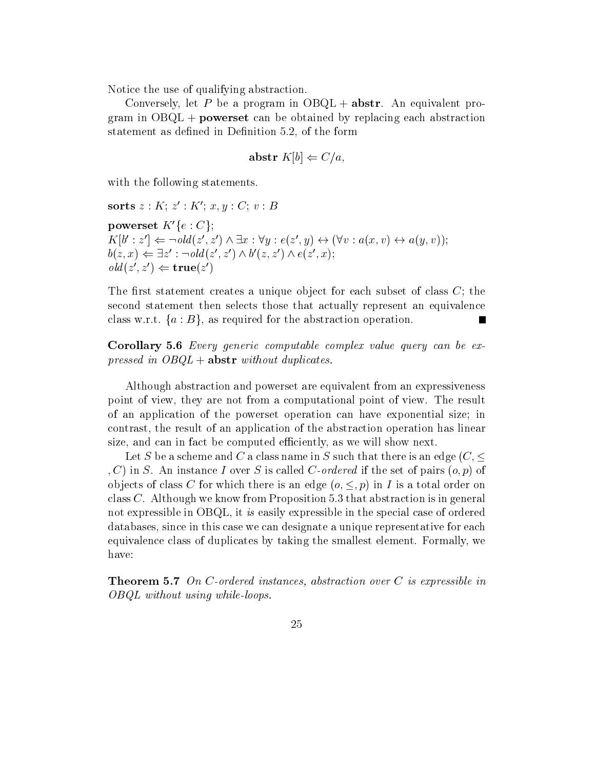Notice the use of qualifying abstraction.

Conversely, let $P$ be a program in OBQL + **abstr**. An equivalent program in OBQL + **powerset** can be obtained by replacing each abstraction statement as defined in Definition 5.2, of the form

$$\textbf{abstr } K[b] \Leftarrow C/a,$$

with the following statements.

**sorts** $z : K$; $z' : K'$; $x, y : C$; $v : B$

**powerset** $K'\{e : C\}$;
$K[b' : z'] \Leftarrow \neg old(z', z') \wedge \exists x : \forall y : e(z', y) \leftrightarrow (\forall v : a(x, v) \leftrightarrow a(y, v))$;
$b(z, x) \Leftarrow \exists z' : \neg old(z', z') \wedge b'(z, z') \wedge e(z', x)$;
$old(z', z') \Leftarrow \textbf{true}(z')$

The first statement creates a unique object for each subset of class $C$; the second statement then selects those that actually represent an equivalence class w.r.t. $\{a : B\}$, as required for the abstraction operation. ■

**Corollary 5.6** *Every generic computable complex value query can be expressed in OBQL +* **abstr** *without duplicates.*

Although abstraction and powerset are equivalent from an expressiveness point of view, they are not from a computational point of view. The result of an application of the powerset operation can have exponential size; in contrast, the result of an application of the abstraction operation has linear size, and can in fact be computed efficiently, as we will show next.

Let $S$ be a scheme and $C$ a class name in $S$ such that there is an edge $(C, \leq, C)$ in $S$. An instance $I$ over $S$ is called *C-ordered* if the set of pairs $(o, p)$ of objects of class $C$ for which there is an edge $(o, \leq, p)$ in $I$ is a total order on class $C$. Although we know from Proposition 5.3 that abstraction is in general not expressible in OBQL, it *is* easily expressible in the special case of ordered databases, since in this case we can designate a unique representative for each equivalence class of duplicates by taking the smallest element. Formally, we have:

**Theorem 5.7** *On C-ordered instances, abstraction over C is expressible in OBQL without using while-loops.*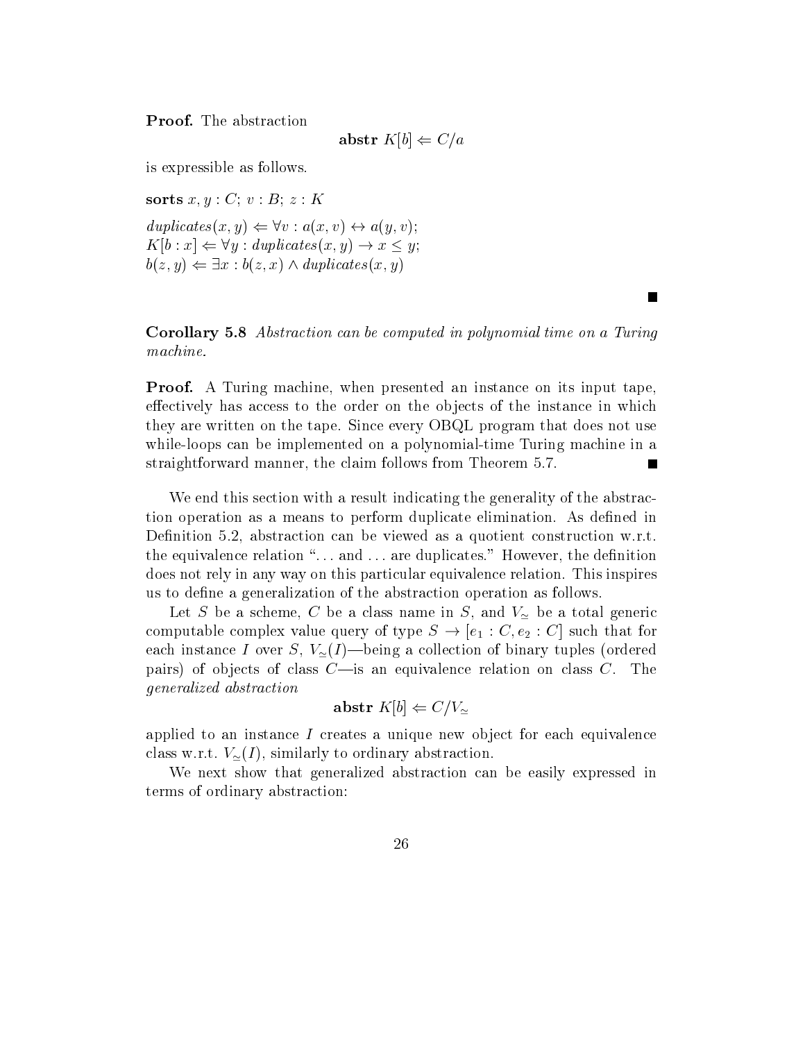**Proof.** The abstraction

$$\textbf{abstr } K[b] \Leftarrow C/a$$

is expressible as follows.

**sorts** $x, y : C$; $v : B$; $z : K$

$duplicates(x, y) \Leftarrow \forall v : a(x, v) \leftrightarrow a(y, v)$;
$K[b : x] \Leftarrow \forall y : duplicates(x, y) \rightarrow x \leq y$;
$b(z, y) \Leftarrow \exists x : b(z, x) \wedge duplicates(x, y)$

■

**Corollary 5.8** *Abstraction can be computed in polynomial time on a Turing machine.*

**Proof.** A Turing machine, when presented an instance on its input tape, effectively has access to the order on the objects of the instance in which they are written on the tape. Since every OBQL program that does not use while-loops can be implemented on a polynomial-time Turing machine in a straightforward manner, the claim follows from Theorem 5.7. ■

We end this section with a result indicating the generality of the abstraction operation as a means to perform duplicate elimination. As defined in Definition 5.2, abstraction can be viewed as a quotient construction w.r.t. the equivalence relation "... and ... are duplicates." However, the definition does not rely in any way on this particular equivalence relation. This inspires us to define a generalization of the abstraction operation as follows.

Let $S$ be a scheme, $C$ be a class name in $S$, and $V_{\simeq}$ be a total generic computable complex value query of type $S \rightarrow [e_1 : C, e_2 : C]$ such that for each instance $I$ over $S$, $V_{\simeq}(I)$—being a collection of binary tuples (ordered pairs) of objects of class $C$—is an equivalence relation on class $C$. The *generalized abstraction*

$$\textbf{abstr } K[b] \Leftarrow C/V_{\simeq}$$

applied to an instance $I$ creates a unique new object for each equivalence class w.r.t. $V_{\simeq}(I)$, similarly to ordinary abstraction.

We next show that generalized abstraction can be easily expressed in terms of ordinary abstraction: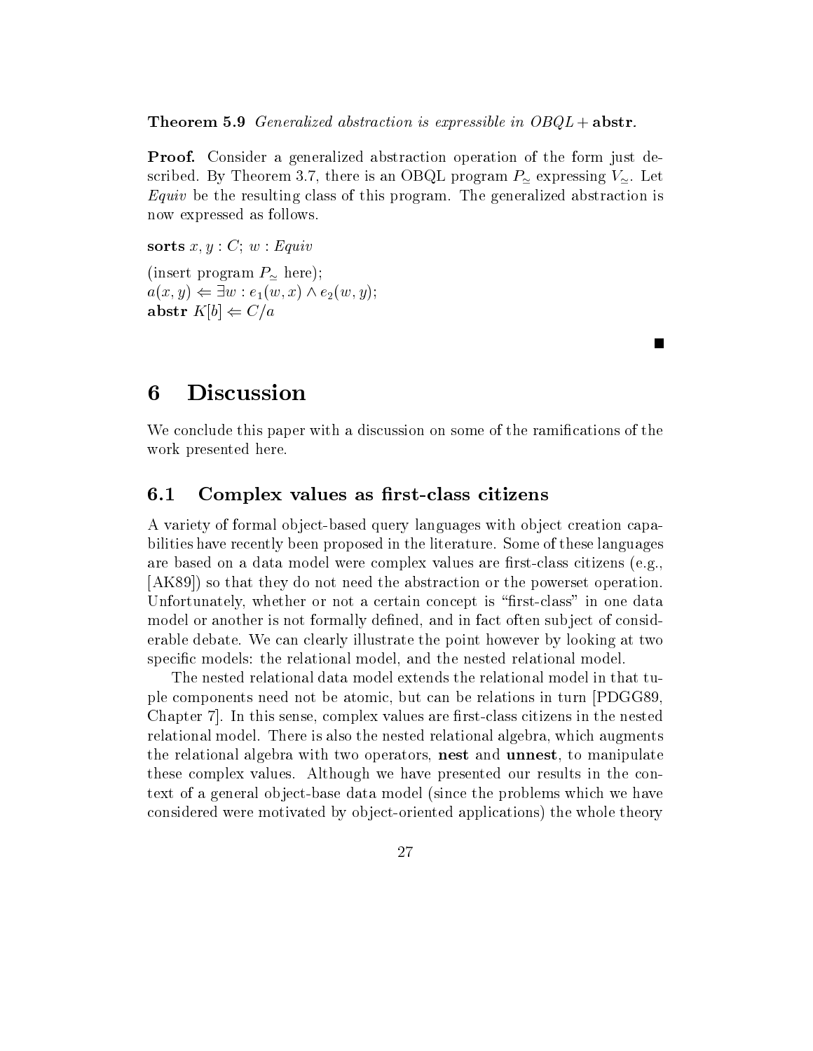**Theorem 5.9** *Generalized abstraction is expressible in OBQL +* **abstr***.*

**Proof.** Consider a generalized abstraction operation of the form just described. By Theorem 3.7, there is an OBQL program $P_{\simeq}$ expressing $V_{\simeq}$. Let *Equiv* be the resulting class of this program. The generalized abstraction is now expressed as follows.

**sorts** $x, y : C$; $w : Equiv$

(insert program $P_{\simeq}$ here);
$a(x, y) \Leftarrow \exists w : e_1(w, x) \wedge e_2(w, y)$;
**abstr** $K[b] \Leftarrow C/a$

∎

# 6 Discussion

We conclude this paper with a discussion on some of the ramifications of the work presented here.

## 6.1 Complex values as first-class citizens

A variety of formal object-based query languages with object creation capabilities have recently been proposed in the literature. Some of these languages are based on a data model were complex values are first-class citizens (e.g., [AK89]) so that they do not need the abstraction or the powerset operation. Unfortunately, whether or not a certain concept is "first-class" in one data model or another is not formally defined, and in fact often subject of considerable debate. We can clearly illustrate the point however by looking at two specific models: the relational model, and the nested relational model.

The nested relational data model extends the relational model in that tuple components need not be atomic, but can be relations in turn [PDGG89, Chapter 7]. In this sense, complex values are first-class citizens in the nested relational model. There is also the nested relational algebra, which augments the relational algebra with two operators, **nest** and **unnest**, to manipulate these complex values. Although we have presented our results in the context of a general object-base data model (since the problems which we have considered were motivated by object-oriented applications) the whole theory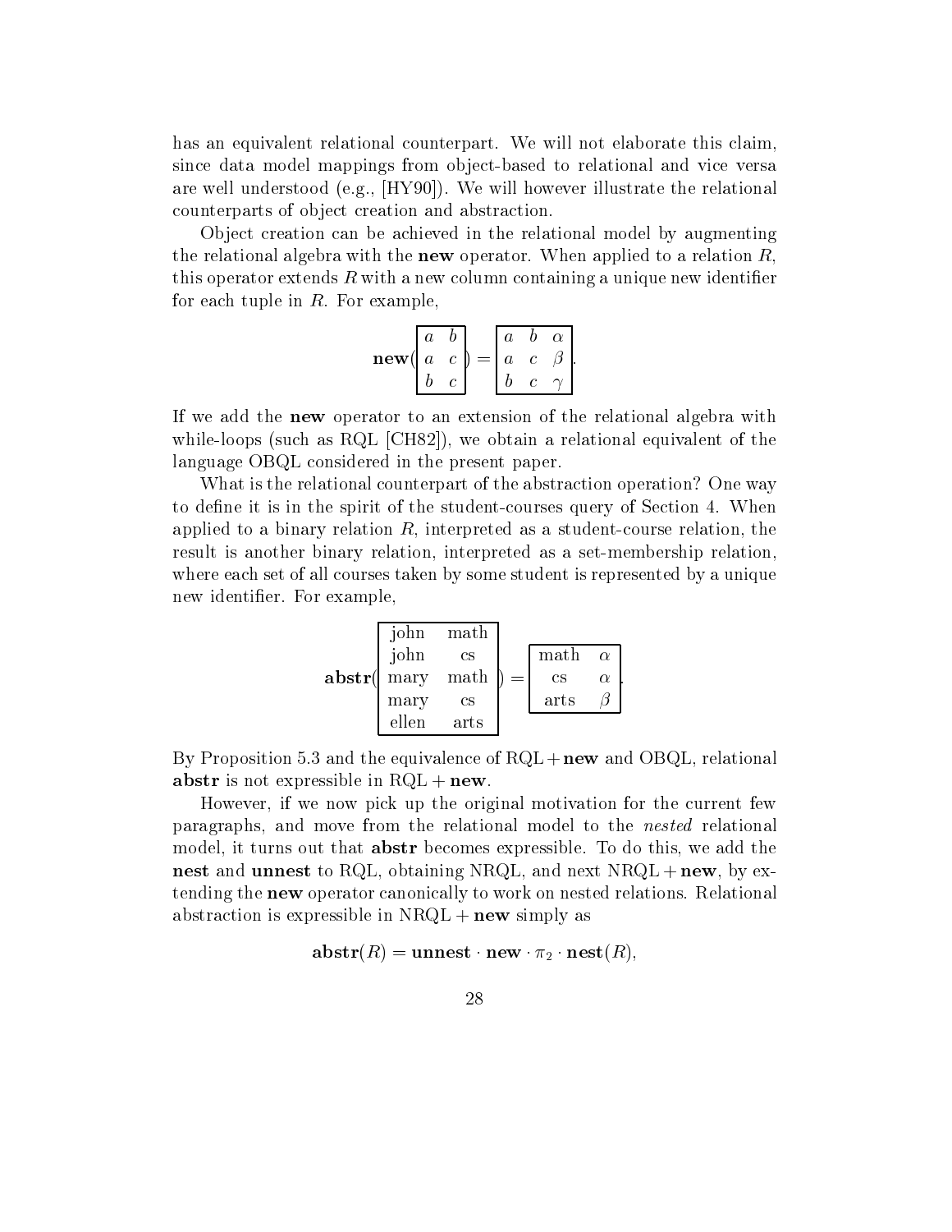has an equivalent relational counterpart. We will not elaborate this claim, since data model mappings from object-based to relational and vice versa are well understood (e.g., [HY90]). We will however illustrate the relational counterparts of object creation and abstraction.

Object creation can be achieved in the relational model by augmenting the relational algebra with the **new** operator. When applied to a relation $R$, this operator extends $R$ with a new column containing a unique new identifier for each tuple in $R$. For example,

$$\mathbf{new}(\begin{array}{|cc|}\hline a & b \\ a & c \\ b & c \\ \hline\end{array}) = \begin{array}{|ccc|}\hline a & b & \alpha \\ a & c & \beta \\ b & c & \gamma \\ \hline\end{array}.$$

If we add the **new** operator to an extension of the relational algebra with while-loops (such as RQL [CH82]), we obtain a relational equivalent of the language OBQL considered in the present paper.

What is the relational counterpart of the abstraction operation? One way to define it is in the spirit of the student-courses query of Section 4. When applied to a binary relation $R$, interpreted as a student-course relation, the result is another binary relation, interpreted as a set-membership relation, where each set of all courses taken by some student is represented by a unique new identifier. For example,

$$\mathbf{abstr}(\begin{array}{|cc|}\hline \text{john} & \text{math} \\ \text{john} & \text{cs} \\ \text{mary} & \text{math} \\ \text{mary} & \text{cs} \\ \text{ellen} & \text{arts} \\ \hline\end{array}) = \begin{array}{|cc|}\hline \text{math} & \alpha \\ \text{cs} & \alpha \\ \text{arts} & \beta \\ \hline\end{array}.$$

By Proposition 5.3 and the equivalence of RQL + **new** and OBQL, relational **abstr** is not expressible in RQL + **new**.

However, if we now pick up the original motivation for the current few paragraphs, and move from the relational model to the *nested* relational model, it turns out that **abstr** becomes expressible. To do this, we add the **nest** and **unnest** to RQL, obtaining NRQL, and next NRQL + **new**, by extending the **new** operator canonically to work on nested relations. Relational abstraction is expressible in NRQL + **new** simply as

$$\mathbf{abstr}(R) = \mathbf{unnest} \cdot \mathbf{new} \cdot \pi_2 \cdot \mathbf{nest}(R),$$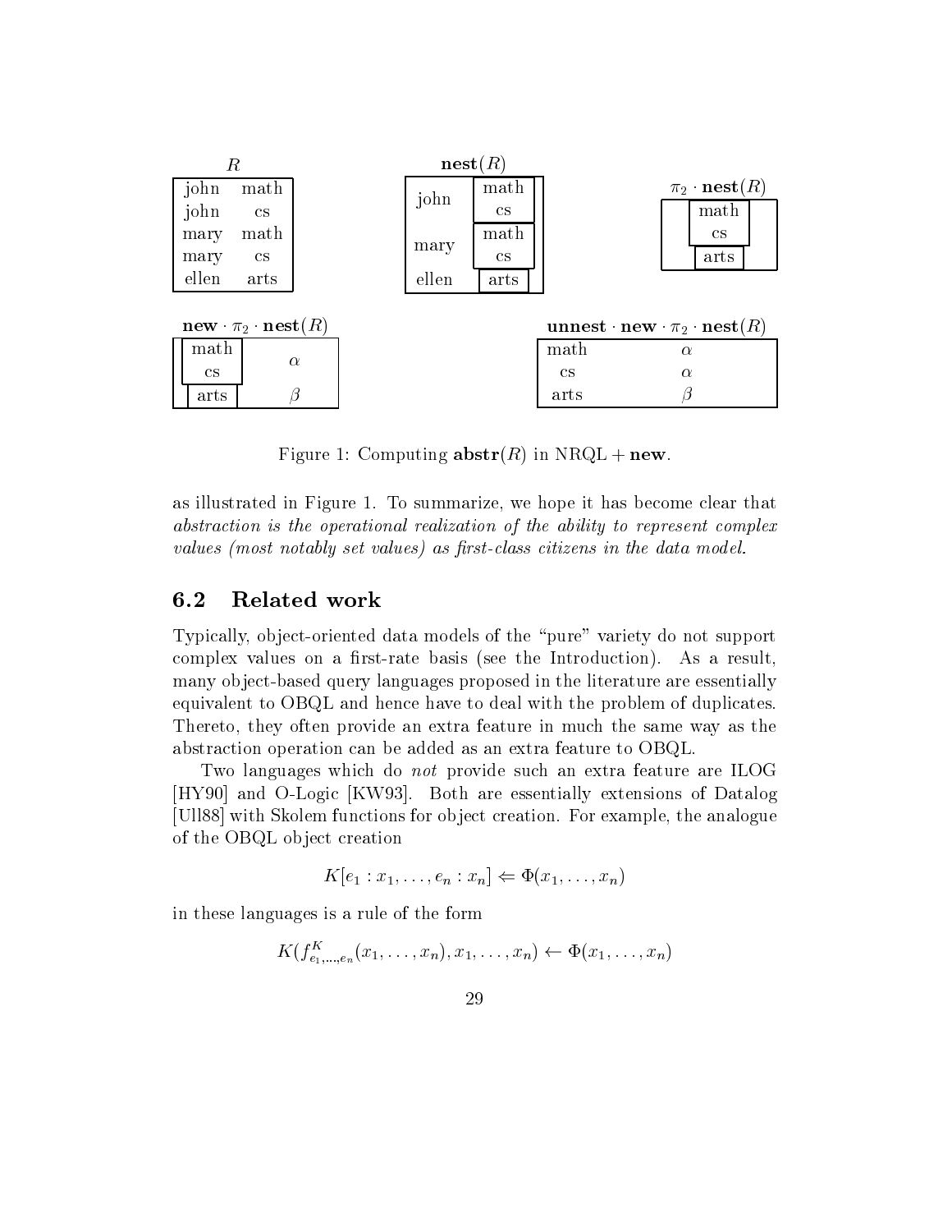**$R$**

| | |
|---|---|
| john | math |
| john | cs |
| mary | math |
| mary | cs |
| ellen | arts |

**$\mathbf{nest}(R)$**

| | |
|---|---|
| john | {math, cs} |
| mary | {math, cs} |
| ellen | {arts} |

**$\pi_2 \cdot \mathbf{nest}(R)$**

| |
|---|
| {math, cs} |
| {arts} |

**$\mathbf{new} \cdot \pi_2 \cdot \mathbf{nest}(R)$**

| | |
|---|---|
| {math, cs} | $\alpha$ |
| {arts} | $\beta$ |

**$\mathbf{unnest} \cdot \mathbf{new} \cdot \pi_2 \cdot \mathbf{nest}(R)$**

| | |
|---|---|
| math | $\alpha$ |
| cs | $\alpha$ |
| arts | $\beta$ |

Figure 1: Computing $\mathbf{abstr}(R)$ in NRQL + **new**.

as illustrated in Figure 1. To summarize, we hope it has become clear that *abstraction is the operational realization of the ability to represent complex values (most notably set values) as first-class citizens in the data model.*

## 6.2 Related work

Typically, object-oriented data models of the "pure" variety do not support complex values on a first-rate basis (see the Introduction). As a result, many object-based query languages proposed in the literature are essentially equivalent to OBQL and hence have to deal with the problem of duplicates. Thereto, they often provide an extra feature in much the same way as the abstraction operation can be added as an extra feature to OBQL.

Two languages which do *not* provide such an extra feature are ILOG [HY90] and O-Logic [KW93]. Both are essentially extensions of Datalog [Ull88] with Skolem functions for object creation. For example, the analogue of the OBQL object creation

$$K[e_1 : x_1, \ldots, e_n : x_n] \Leftarrow \Phi(x_1, \ldots, x_n)$$

in these languages is a rule of the form

$$K(f^K_{e_1,\ldots,e_n}(x_1, \ldots, x_n), x_1, \ldots, x_n) \leftarrow \Phi(x_1, \ldots, x_n)$$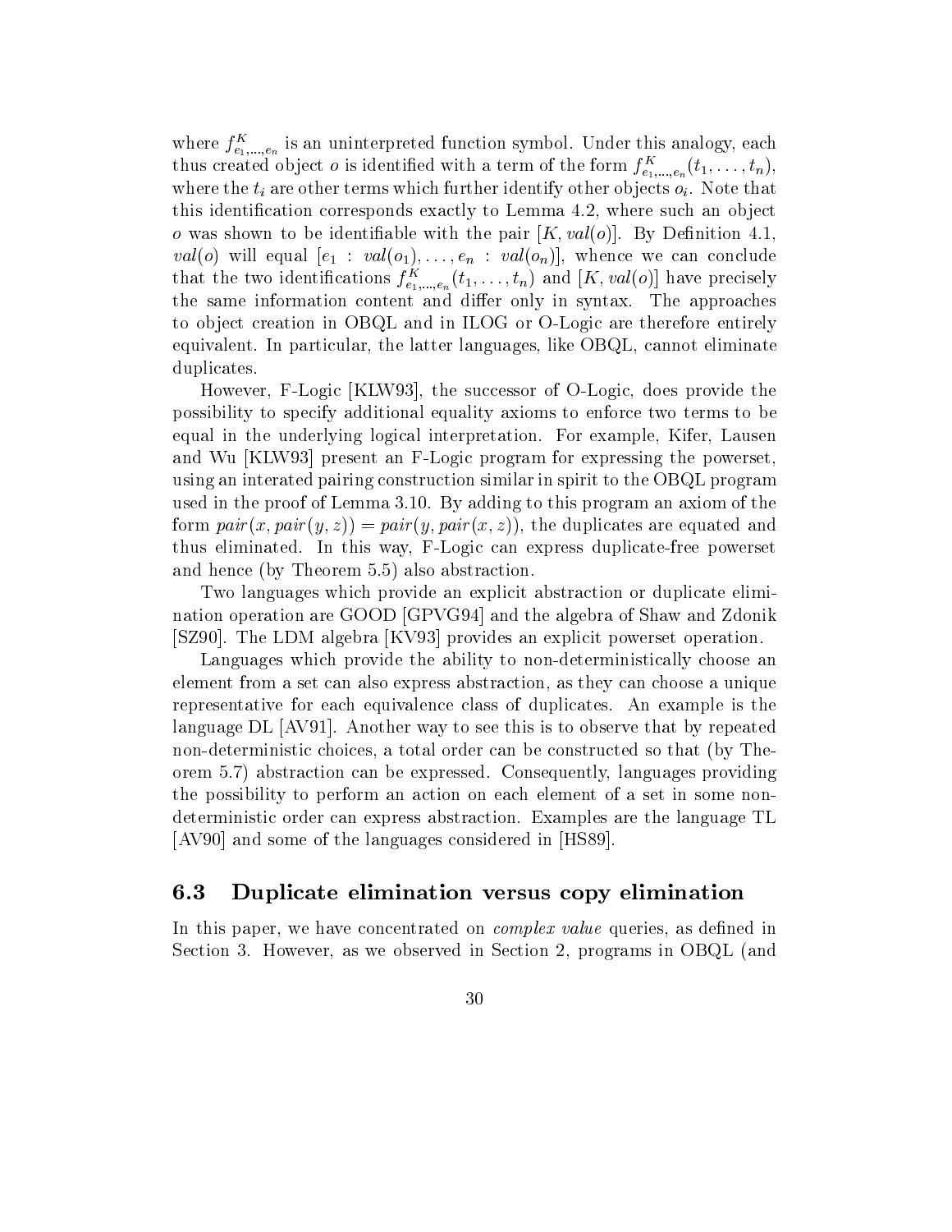where $f^K_{e_1,\ldots,e_n}$ is an uninterpreted function symbol. Under this analogy, each thus created object $o$ is identified with a term of the form $f^K_{e_1,\ldots,e_n}(t_1,\ldots,t_n)$, where the $t_i$ are other terms which further identify other objects $o_i$. Note that this identification corresponds exactly to Lemma 4.2, where such an object $o$ was shown to be identifiable with the pair $[K, val(o)]$. By Definition 4.1, $val(o)$ will equal $[e_1 : val(o_1),\ldots,e_n : val(o_n)]$, whence we can conclude that the two identifications $f^K_{e_1,\ldots,e_n}(t_1,\ldots,t_n)$ and $[K, val(o)]$ have precisely the same information content and differ only in syntax. The approaches to object creation in OBQL and in ILOG or O-Logic are therefore entirely equivalent. In particular, the latter languages, like OBQL, cannot eliminate duplicates.

However, F-Logic [KLW93], the successor of O-Logic, does provide the possibility to specify additional equality axioms to enforce two terms to be equal in the underlying logical interpretation. For example, Kifer, Lausen and Wu [KLW93] present an F-Logic program for expressing the powerset, using an interated pairing construction similar in spirit to the OBQL program used in the proof of Lemma 3.10. By adding to this program an axiom of the form $pair(x, pair(y, z)) = pair(y, pair(x, z))$, the duplicates are equated and thus eliminated. In this way, F-Logic can express duplicate-free powerset and hence (by Theorem 5.5) also abstraction.

Two languages which provide an explicit abstraction or duplicate elimination operation are GOOD [GPVG94] and the algebra of Shaw and Zdonik [SZ90]. The LDM algebra [KV93] provides an explicit powerset operation.

Languages which provide the ability to non-deterministically choose an element from a set can also express abstraction, as they can choose a unique representative for each equivalence class of duplicates. An example is the language DL [AV91]. Another way to see this is to observe that by repeated non-deterministic choices, a total order can be constructed so that (by Theorem 5.7) abstraction can be expressed. Consequently, languages providing the possibility to perform an action on each element of a set in some non-deterministic order can express abstraction. Examples are the language TL [AV90] and some of the languages considered in [HS89].

### 6.3 Duplicate elimination versus copy elimination

In this paper, we have concentrated on *complex value* queries, as defined in Section 3. However, as we observed in Section 2, programs in OBQL (and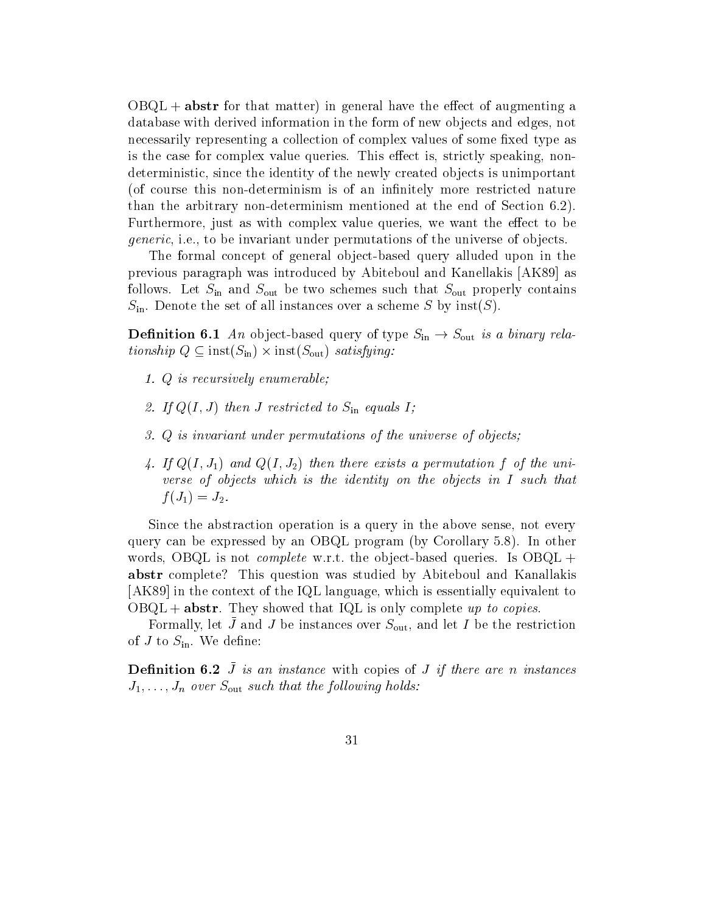OBQL + **abstr** for that matter) in general have the effect of augmenting a database with derived information in the form of new objects and edges, not necessarily representing a collection of complex values of some fixed type as is the case for complex value queries. This effect is, strictly speaking, non-deterministic, since the identity of the newly created objects is unimportant (of course this non-determinism is of an infinitely more restricted nature than the arbitrary non-determinism mentioned at the end of Section 6.2). Furthermore, just as with complex value queries, we want the effect to be *generic*, i.e., to be invariant under permutations of the universe of objects.

The formal concept of general object-based query alluded upon in the previous paragraph was introduced by Abiteboul and Kanellakis [AK89] as follows. Let $S_{\text{in}}$ and $S_{\text{out}}$ be two schemes such that $S_{\text{out}}$ properly contains $S_{\text{in}}$. Denote the set of all instances over a scheme $S$ by $\text{inst}(S)$.

**Definition 6.1** *An* object-based query of type $S_{\text{in}} \to S_{\text{out}}$ *is a binary relationship* $Q \subseteq \text{inst}(S_{\text{in}}) \times \text{inst}(S_{\text{out}})$ *satisfying:*

1. *$Q$ is recursively enumerable;*
2. *If $Q(I, J)$ then $J$ restricted to $S_{\text{in}}$ equals $I$;*
3. *$Q$ is invariant under permutations of the universe of objects;*
4. *If $Q(I, J_1)$ and $Q(I, J_2)$ then there exists a permutation $f$ of the universe of objects which is the identity on the objects in $I$ such that $f(J_1) = J_2$.*

Since the abstraction operation is a query in the above sense, not every query can be expressed by an OBQL program (by Corollary 5.8). In other words, OBQL is not *complete* w.r.t. the object-based queries. Is OBQL + **abstr** complete? This question was studied by Abiteboul and Kanallakis [AK89] in the context of the IQL language, which is essentially equivalent to OBQL + **abstr**. They showed that IQL is only complete *up to copies*.

Formally, let $\bar{J}$ and $J$ be instances over $S_{\text{out}}$, and let $I$ be the restriction of $J$ to $S_{\text{in}}$. We define:

**Definition 6.2** *$\bar{J}$ is an instance* with copies of $J$ *if there are $n$ instances $J_1, \ldots, J_n$ over $S_{\text{out}}$ such that the following holds:*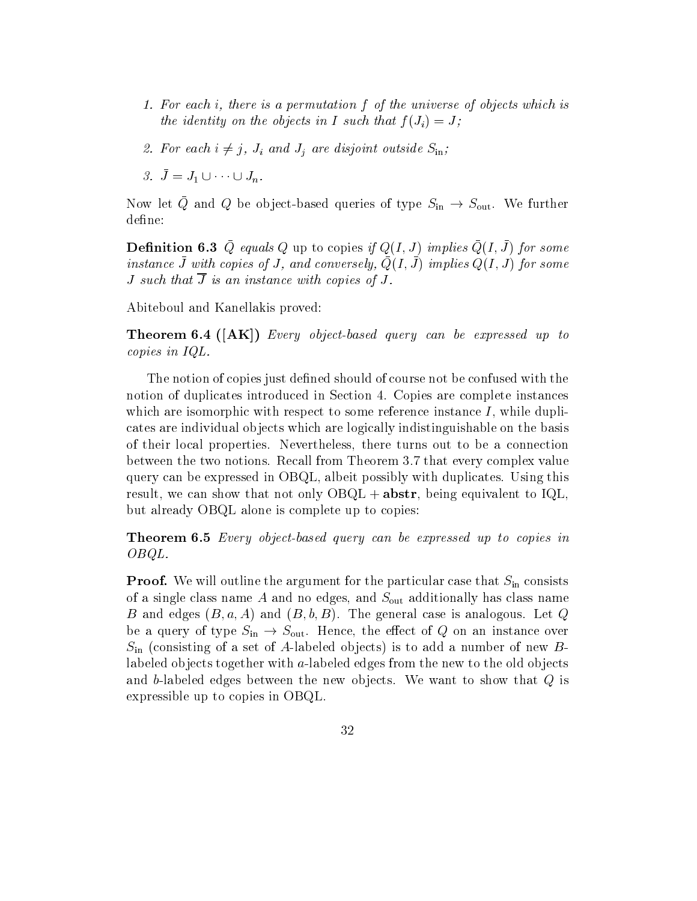1. *For each $i$, there is a permutation $f$ of the universe of objects which is the identity on the objects in $I$ such that $f(J_i) = J$;*

2. *For each $i \neq j$, $J_i$ and $J_j$ are disjoint outside $S_{\text{in}}$;*

3. $\bar{J} = J_1 \cup \cdots \cup J_n$.

Now let $\bar{Q}$ and $Q$ be object-based queries of type $S_{\text{in}} \to S_{\text{out}}$. We further define:

**Definition 6.3** *$\bar{Q}$ equals $Q$* up to copies *if $Q(I, J)$ implies $\bar{Q}(I, \bar{J})$ for some instance $\bar{J}$ with copies of $J$, and conversely, $\bar{Q}(I, \bar{J})$ implies $Q(I, J)$ for some $J$ such that $\overline{J}$ is an instance with copies of $J$.*

Abiteboul and Kanellakis proved:

**Theorem 6.4 ([AK])** *Every object-based query can be expressed up to copies in IQL.*

The notion of copies just defined should of course not be confused with the notion of duplicates introduced in Section 4. Copies are complete instances which are isomorphic with respect to some reference instance $I$, while duplicates are individual objects which are logically indistinguishable on the basis of their local properties. Nevertheless, there turns out to be a connection between the two notions. Recall from Theorem 3.7 that every complex value query can be expressed in OBQL, albeit possibly with duplicates. Using this result, we can show that not only OBQL + **abstr**, being equivalent to IQL, but already OBQL alone is complete up to copies:

**Theorem 6.5** *Every object-based query can be expressed up to copies in OBQL.*

**Proof.** We will outline the argument for the particular case that $S_{\text{in}}$ consists of a single class name $A$ and no edges, and $S_{\text{out}}$ additionally has class name $B$ and edges $(B, a, A)$ and $(B, b, B)$. The general case is analogous. Let $Q$ be a query of type $S_{\text{in}} \to S_{\text{out}}$. Hence, the effect of $Q$ on an instance over $S_{\text{in}}$ (consisting of a set of $A$-labeled objects) is to add a number of new $B$-labeled objects together with $a$-labeled edges from the new to the old objects and $b$-labeled edges between the new objects. We want to show that $Q$ is expressible up to copies in OBQL.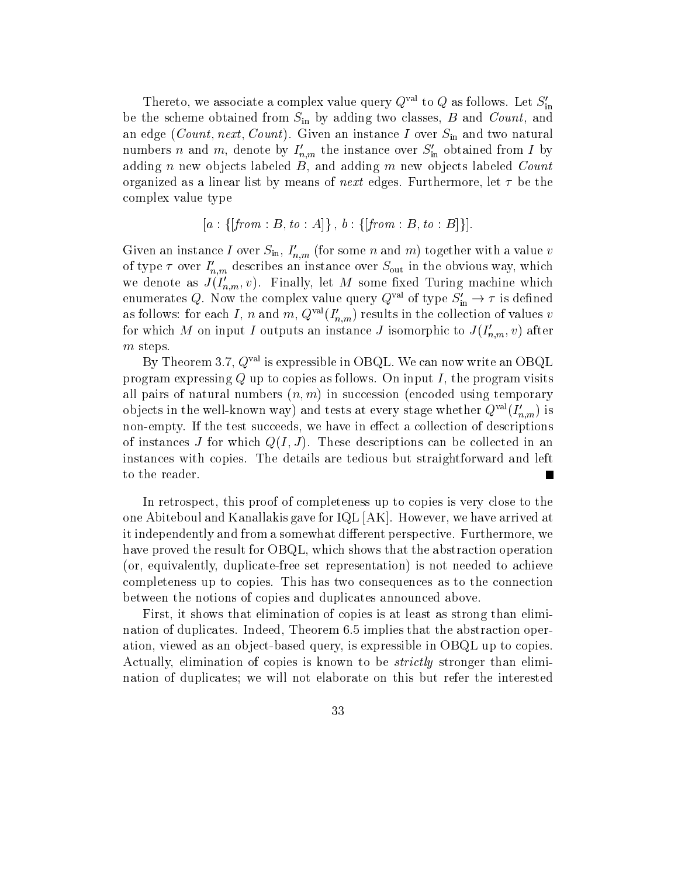Thereto, we associate a complex value query $Q^{\text{val}}$ to $Q$ as follows. Let $S'_{\text{in}}$ be the scheme obtained from $S_{\text{in}}$ by adding two classes, $B$ and *Count*, and an edge (*Count*, *next*, *Count*). Given an instance $I$ over $S_{\text{in}}$ and two natural numbers $n$ and $m$, denote by $I'_{n,m}$ the instance over $S'_{\text{in}}$ obtained from $I$ by adding $n$ new objects labeled $B$, and adding $m$ new objects labeled *Count* organized as a linear list by means of *next* edges. Furthermore, let $\tau$ be the complex value type

$$[a : \{[\mathit{from} : B, \mathit{to} : A]\}, \, b : \{[\mathit{from} : B, \mathit{to} : B]\}].$$

Given an instance $I$ over $S_{\text{in}}$, $I'_{n,m}$ (for some $n$ and $m$) together with a value $v$ of type $\tau$ over $I'_{n,m}$ describes an instance over $S_{\text{out}}$ in the obvious way, which we denote as $J(I'_{n,m}, v)$. Finally, let $M$ some fixed Turing machine which enumerates $Q$. Now the complex value query $Q^{\text{val}}$ of type $S'_{\text{in}} \to \tau$ is defined as follows: for each $I$, $n$ and $m$, $Q^{\text{val}}(I'_{n,m})$ results in the collection of values $v$ for which $M$ on input $I$ outputs an instance $J$ isomorphic to $J(I'_{n,m}, v)$ after $m$ steps.

By Theorem 3.7, $Q^{\text{val}}$ is expressible in OBQL. We can now write an OBQL program expressing $Q$ up to copies as follows. On input $I$, the program visits all pairs of natural numbers $(n, m)$ in succession (encoded using temporary objects in the well-known way) and tests at every stage whether $Q^{\text{val}}(I'_{n,m})$ is non-empty. If the test succeeds, we have in effect a collection of descriptions of instances $J$ for which $Q(I, J)$. These descriptions can be collected in an instances with copies. The details are tedious but straightforward and left to the reader. ∎

In retrospect, this proof of completeness up to copies is very close to the one Abiteboul and Kanallakis gave for IQL [AK]. However, we have arrived at it independently and from a somewhat different perspective. Furthermore, we have proved the result for OBQL, which shows that the abstraction operation (or, equivalently, duplicate-free set representation) is not needed to achieve completeness up to copies. This has two consequences as to the connection between the notions of copies and duplicates announced above.

First, it shows that elimination of copies is at least as strong than elimination of duplicates. Indeed, Theorem 6.5 implies that the abstraction operation, viewed as an object-based query, is expressible in OBQL up to copies. Actually, elimination of copies is known to be *strictly* stronger than elimination of duplicates; we will not elaborate on this but refer the interested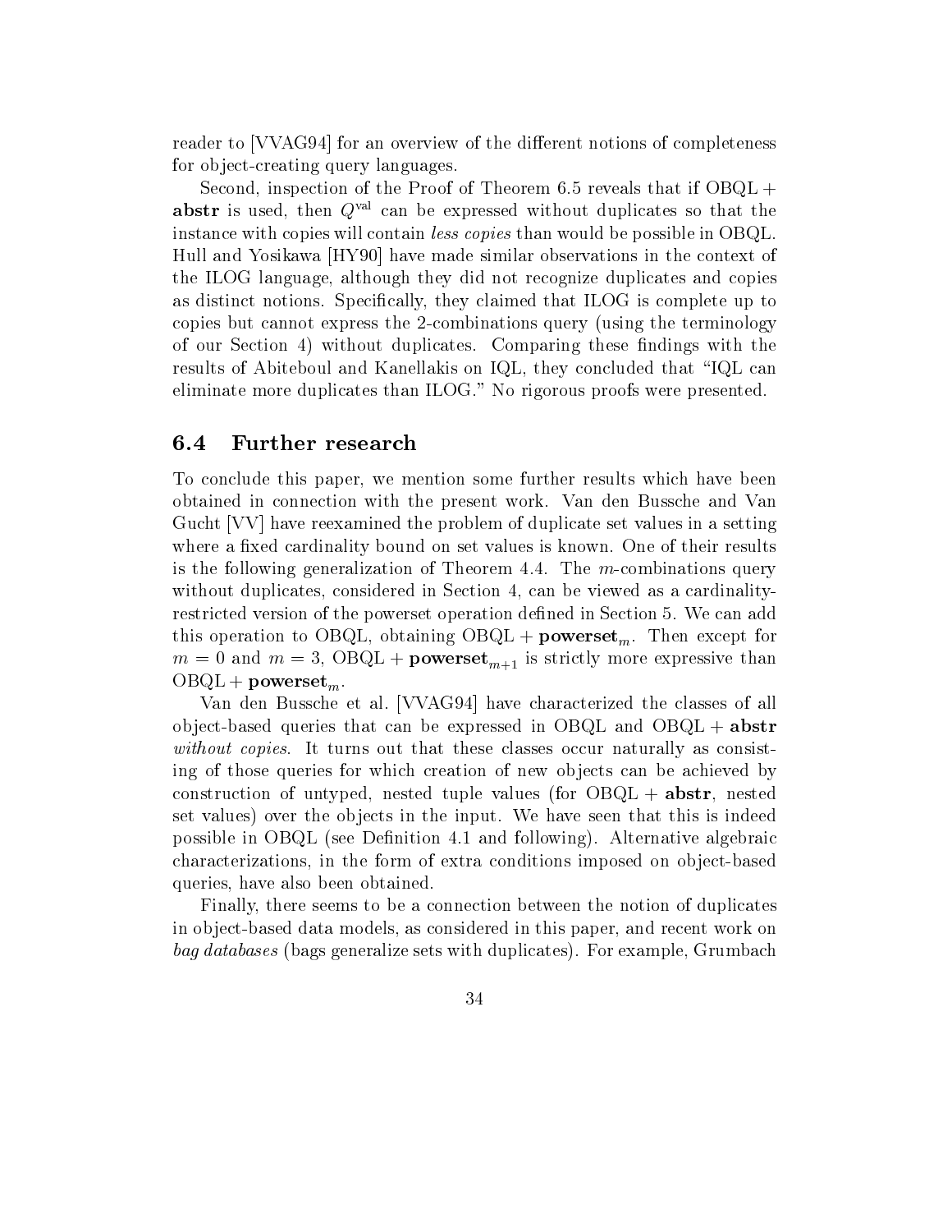reader to [VVAG94] for an overview of the different notions of completeness for object-creating query languages.

Second, inspection of the Proof of Theorem 6.5 reveals that if OBQL + **abstr** is used, then $Q^{\text{val}}$ can be expressed without duplicates so that the instance with copies will contain *less copies* than would be possible in OBQL. Hull and Yosikawa [HY90] have made similar observations in the context of the ILOG language, although they did not recognize duplicates and copies as distinct notions. Specifically, they claimed that ILOG is complete up to copies but cannot express the 2-combinations query (using the terminology of our Section 4) without duplicates. Comparing these findings with the results of Abiteboul and Kanellakis on IQL, they concluded that "IQL can eliminate more duplicates than ILOG." No rigorous proofs were presented.

## 6.4 Further research

To conclude this paper, we mention some further results which have been obtained in connection with the present work. Van den Bussche and Van Gucht [VV] have reexamined the problem of duplicate set values in a setting where a fixed cardinality bound on set values is known. One of their results is the following generalization of Theorem 4.4. The $m$-combinations query without duplicates, considered in Section 4, can be viewed as a cardinality-restricted version of the powerset operation defined in Section 5. We can add this operation to OBQL, obtaining OBQL + $\mathbf{powerset}_m$. Then except for $m = 0$ and $m = 3$, OBQL + $\mathbf{powerset}_{m+1}$ is strictly more expressive than OBQL + $\mathbf{powerset}_m$.

Van den Bussche et al. [VVAG94] have characterized the classes of all object-based queries that can be expressed in OBQL and OBQL + **abstr** *without copies*. It turns out that these classes occur naturally as consisting of those queries for which creation of new objects can be achieved by construction of untyped, nested tuple values (for OBQL + **abstr**, nested set values) over the objects in the input. We have seen that this is indeed possible in OBQL (see Definition 4.1 and following). Alternative algebraic characterizations, in the form of extra conditions imposed on object-based queries, have also been obtained.

Finally, there seems to be a connection between the notion of duplicates in object-based data models, as considered in this paper, and recent work on *bag databases* (bags generalize sets with duplicates). For example, Grumbach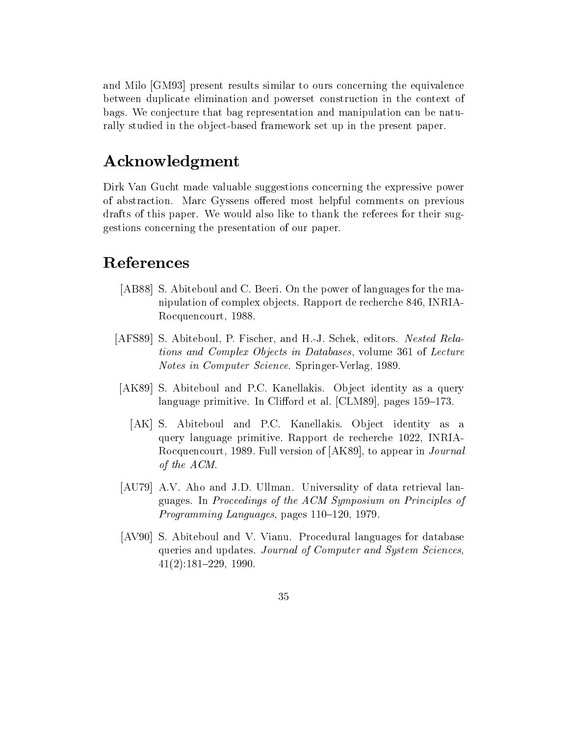and Milo [GM93] present results similar to ours concerning the equivalence between duplicate elimination and powerset construction in the context of bags. We conjecture that bag representation and manipulation can be naturally studied in the object-based framework set up in the present paper.

# Acknowledgment

Dirk Van Gucht made valuable suggestions concerning the expressive power of abstraction. Marc Gyssens offered most helpful comments on previous drafts of this paper. We would also like to thank the referees for their suggestions concerning the presentation of our paper.

# References

[AB88] S. Abiteboul and C. Beeri. On the power of languages for the manipulation of complex objects. Rapport de recherche 846, INRIA-Rocquencourt, 1988.

[AFS89] S. Abiteboul, P. Fischer, and H.-J. Schek, editors. *Nested Relations and Complex Objects in Databases*, volume 361 of *Lecture Notes in Computer Science*. Springer-Verlag, 1989.

[AK89] S. Abiteboul and P.C. Kanellakis. Object identity as a query language primitive. In Clifford et al. [CLM89], pages 159–173.

[AK] S. Abiteboul and P.C. Kanellakis. Object identity as a query language primitive. Rapport de recherche 1022, INRIA-Rocquencourt, 1989. Full version of [AK89], to appear in *Journal of the ACM*.

[AU79] A.V. Aho and J.D. Ullman. Universality of data retrieval languages. In *Proceedings of the ACM Symposium on Principles of Programming Languages*, pages 110–120, 1979.

[AV90] S. Abiteboul and V. Vianu. Procedural languages for database queries and updates. *Journal of Computer and System Sciences*, 41(2):181–229, 1990.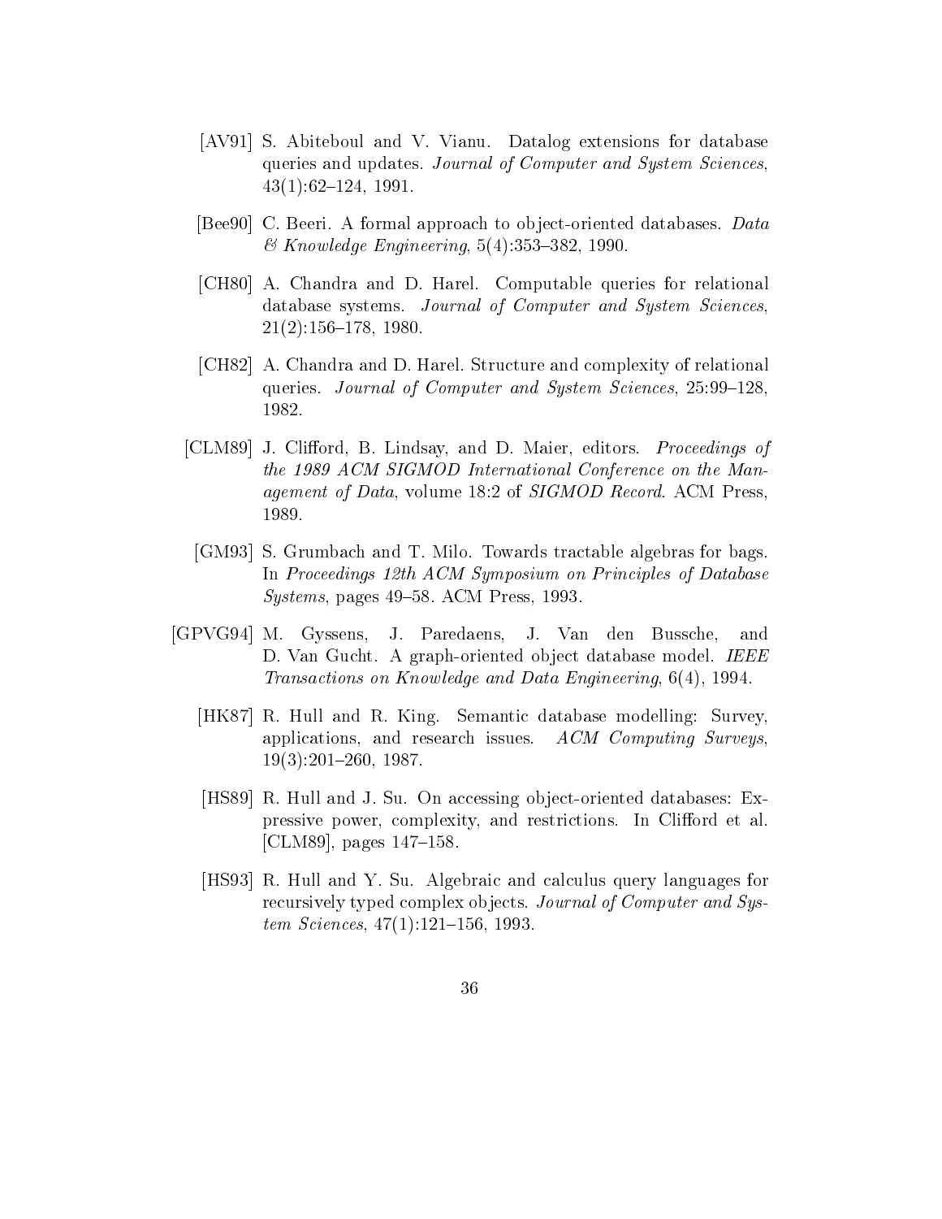[AV91] S. Abiteboul and V. Vianu. Datalog extensions for database queries and updates. *Journal of Computer and System Sciences*, 43(1):62–124, 1991.

[Bee90] C. Beeri. A formal approach to object-oriented databases. *Data & Knowledge Engineering*, 5(4):353–382, 1990.

[CH80] A. Chandra and D. Harel. Computable queries for relational database systems. *Journal of Computer and System Sciences*, 21(2):156–178, 1980.

[CH82] A. Chandra and D. Harel. Structure and complexity of relational queries. *Journal of Computer and System Sciences*, 25:99–128, 1982.

[CLM89] J. Clifford, B. Lindsay, and D. Maier, editors. *Proceedings of the 1989 ACM SIGMOD International Conference on the Management of Data*, volume 18:2 of *SIGMOD Record*. ACM Press, 1989.

[GM93] S. Grumbach and T. Milo. Towards tractable algebras for bags. In *Proceedings 12th ACM Symposium on Principles of Database Systems*, pages 49–58. ACM Press, 1993.

[GPVG94] M. Gyssens, J. Paredaens, J. Van den Bussche, and D. Van Gucht. A graph-oriented object database model. *IEEE Transactions on Knowledge and Data Engineering*, 6(4), 1994.

[HK87] R. Hull and R. King. Semantic database modelling: Survey, applications, and research issues. *ACM Computing Surveys*, 19(3):201–260, 1987.

[HS89] R. Hull and J. Su. On accessing object-oriented databases: Expressive power, complexity, and restrictions. In Clifford et al. [CLM89], pages 147–158.

[HS93] R. Hull and Y. Su. Algebraic and calculus query languages for recursively typed complex objects. *Journal of Computer and System Sciences*, 47(1):121–156, 1993.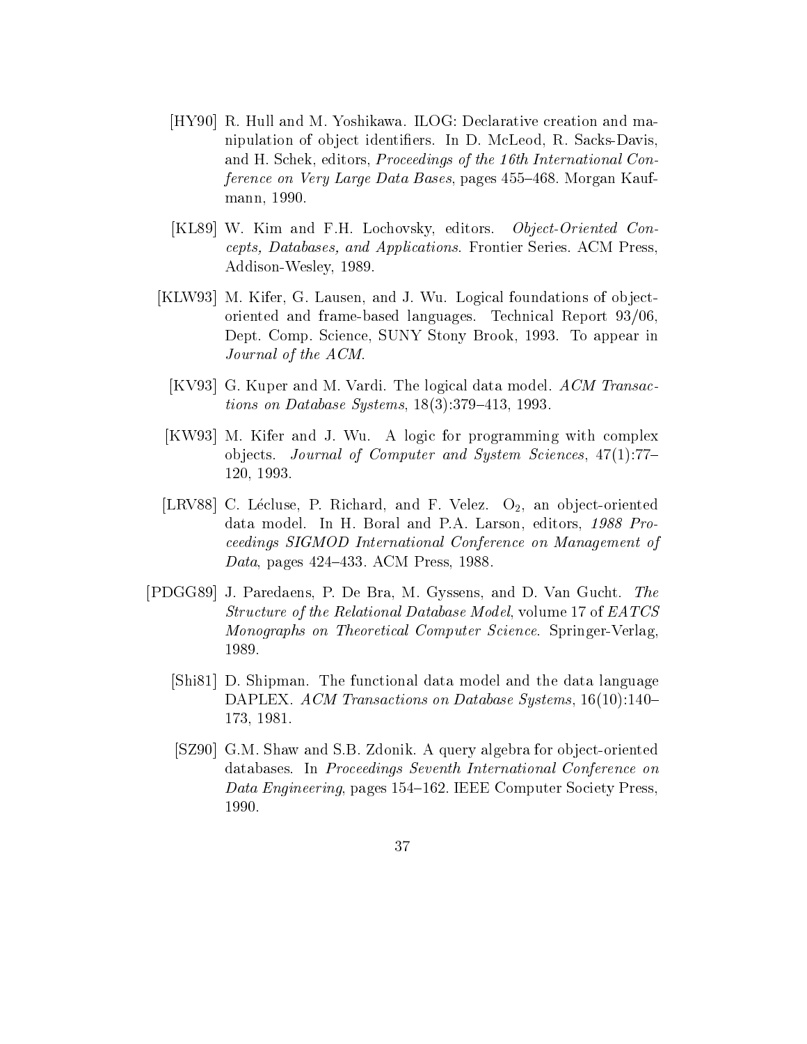[HY90] R. Hull and M. Yoshikawa. ILOG: Declarative creation and manipulation of object identifiers. In D. McLeod, R. Sacks-Davis, and H. Schek, editors, *Proceedings of the 16th International Conference on Very Large Data Bases*, pages 455–468. Morgan Kaufmann, 1990.

[KL89] W. Kim and F.H. Lochovsky, editors. *Object-Oriented Concepts, Databases, and Applications*. Frontier Series. ACM Press, Addison-Wesley, 1989.

[KLW93] M. Kifer, G. Lausen, and J. Wu. Logical foundations of object-oriented and frame-based languages. Technical Report 93/06, Dept. Comp. Science, SUNY Stony Brook, 1993. To appear in *Journal of the ACM*.

[KV93] G. Kuper and M. Vardi. The logical data model. *ACM Transactions on Database Systems*, 18(3):379–413, 1993.

[KW93] M. Kifer and J. Wu. A logic for programming with complex objects. *Journal of Computer and System Sciences*, 47(1):77–120, 1993.

[LRV88] C. Lécluse, P. Richard, and F. Velez. $O_2$, an object-oriented data model. In H. Boral and P.A. Larson, editors, *1988 Proceedings SIGMOD International Conference on Management of Data*, pages 424–433. ACM Press, 1988.

[PDGG89] J. Paredaens, P. De Bra, M. Gyssens, and D. Van Gucht. *The Structure of the Relational Database Model*, volume 17 of *EATCS Monographs on Theoretical Computer Science*. Springer-Verlag, 1989.

[Shi81] D. Shipman. The functional data model and the data language DAPLEX. *ACM Transactions on Database Systems*, 16(10):140–173, 1981.

[SZ90] G.M. Shaw and S.B. Zdonik. A query algebra for object-oriented databases. In *Proceedings Seventh International Conference on Data Engineering*, pages 154–162. IEEE Computer Society Press, 1990.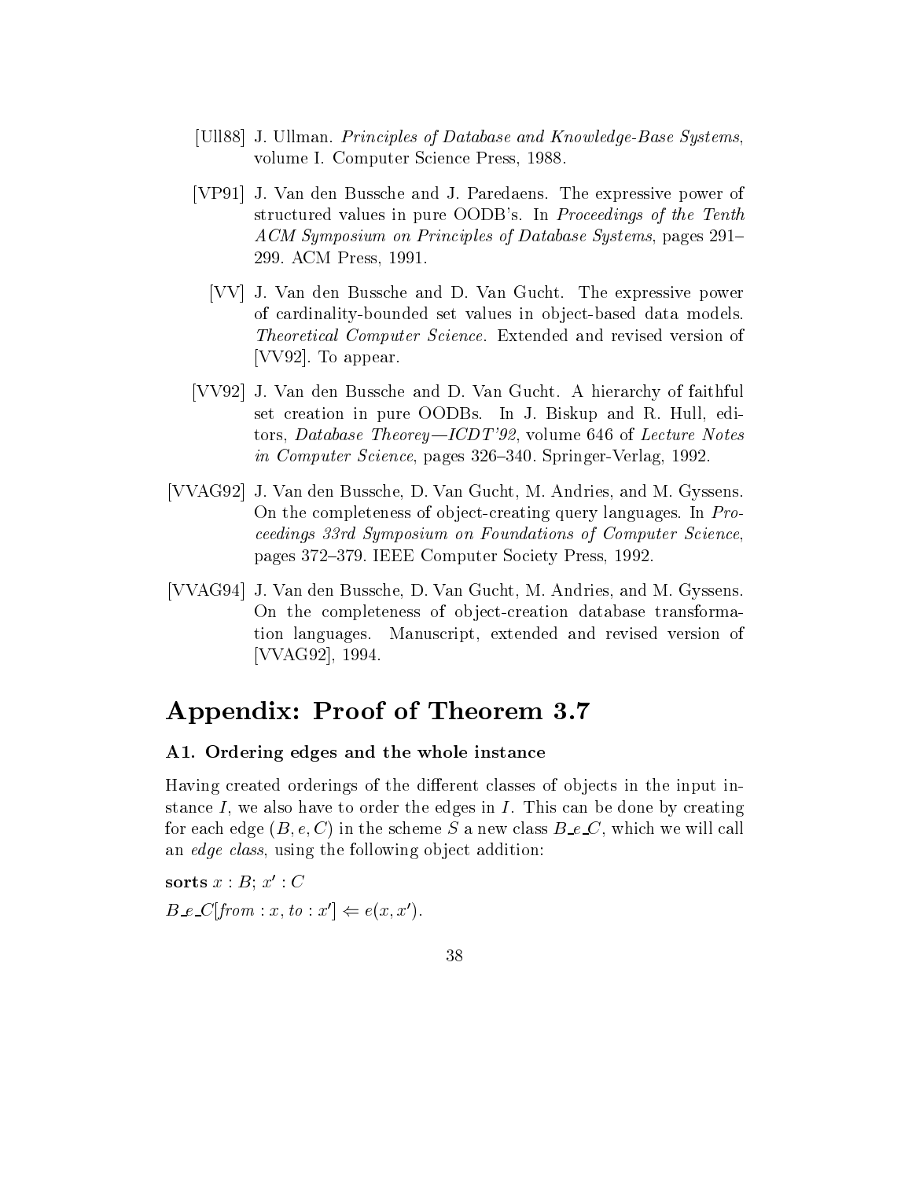[Ull88] J. Ullman. *Principles of Database and Knowledge-Base Systems*, volume I. Computer Science Press, 1988.

[VP91] J. Van den Bussche and J. Paredaens. The expressive power of structured values in pure OODB's. In *Proceedings of the Tenth ACM Symposium on Principles of Database Systems*, pages 291–299. ACM Press, 1991.

[VV] J. Van den Bussche and D. Van Gucht. The expressive power of cardinality-bounded set values in object-based data models. *Theoretical Computer Science*. Extended and revised version of [VV92]. To appear.

[VV92] J. Van den Bussche and D. Van Gucht. A hierarchy of faithful set creation in pure OODBs. In J. Biskup and R. Hull, editors, *Database Theorey—ICDT'92*, volume 646 of *Lecture Notes in Computer Science*, pages 326–340. Springer-Verlag, 1992.

[VVAG92] J. Van den Bussche, D. Van Gucht, M. Andries, and M. Gyssens. On the completeness of object-creating query languages. In *Proceedings 33rd Symposium on Foundations of Computer Science*, pages 372–379. IEEE Computer Society Press, 1992.

[VVAG94] J. Van den Bussche, D. Van Gucht, M. Andries, and M. Gyssens. On the completeness of object-creation database transformation languages. Manuscript, extended and revised version of [VVAG92], 1994.

# Appendix: Proof of Theorem 3.7

### A1. Ordering edges and the whole instance

Having created orderings of the different classes of objects in the input instance $I$, we also have to order the edges in $I$. This can be done by creating for each edge $(B, e, C)$ in the scheme $S$ a new class $B\_e\_C$, which we will call an *edge class*, using the following object addition:

**sorts** $x : B$; $x' : C$

$B\_e\_C[\mathit{from} : x, \mathit{to} : x'] \Leftarrow e(x, x')$.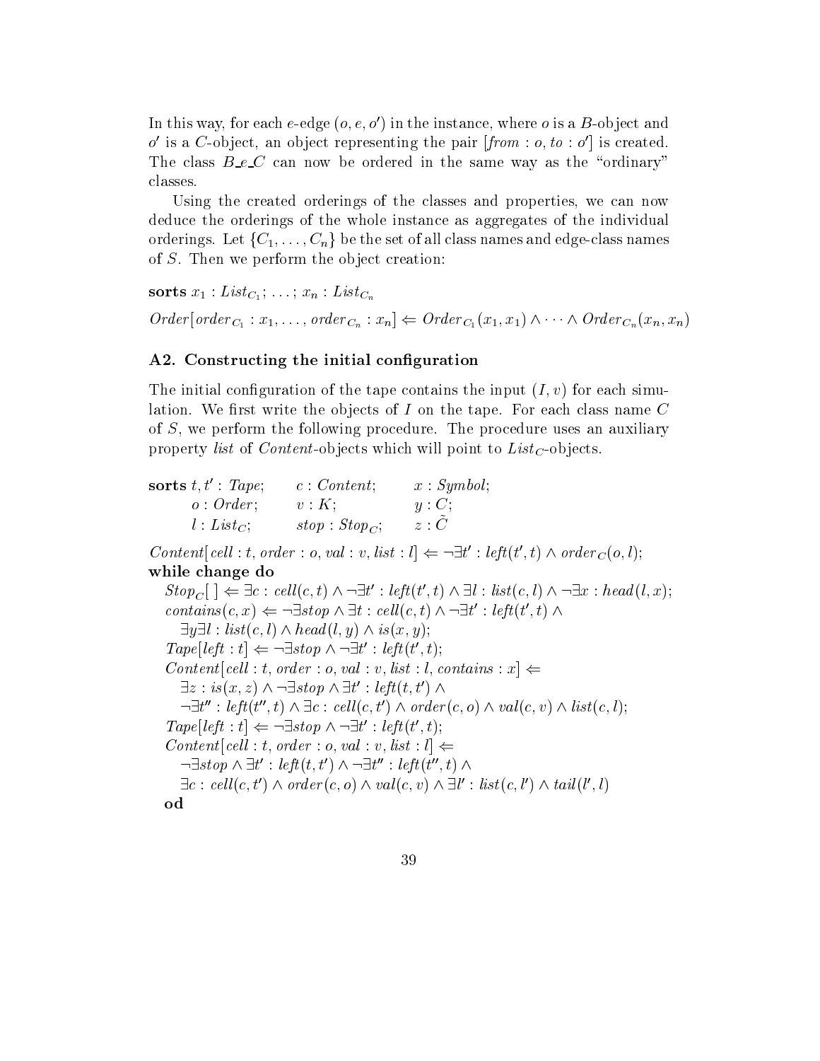In this way, for each $e$-edge $(o, e, o')$ in the instance, where $o$ is a $B$-object and $o'$ is a $C$-object, an object representing the pair $[\mathit{from} : o, \mathit{to} : o']$ is created. The class $B\_e\_C$ can now be ordered in the same way as the "ordinary" classes.

Using the created orderings of the classes and properties, we can now deduce the orderings of the whole instance as aggregates of the individual orderings. Let $\{C_1, \ldots, C_n\}$ be the set of all class names and edge-class names of $S$. Then we perform the object creation:

$\textbf{sorts}\ x_1 : \mathit{List}_{C_1}; \ldots; x_n : \mathit{List}_{C_n}$

$\mathit{Order}[\mathit{order}_{C_1} : x_1, \ldots, \mathit{order}_{C_n} : x_n] \Leftarrow \mathit{Order}_{C_1}(x_1, x_1) \wedge \cdots \wedge \mathit{Order}_{C_n}(x_n, x_n)$

### A2. Constructing the initial configuration

The initial configuration of the tape contains the input $(I, v)$ for each simulation. We first write the objects of $I$ on the tape. For each class name $C$ of $S$, we perform the following procedure. The procedure uses an auxiliary property *list* of *Content*-objects which will point to $\mathit{List}_C$-objects.

$\textbf{sorts}\ t, t' : \mathit{Tape};\quad c : \mathit{Content};\quad x : \mathit{Symbol};$
$\quad o : \mathit{Order};\quad v : K;\quad y : C;$
$\quad l : \mathit{List}_C;\quad \mathit{stop} : \mathit{Stop}_C;\quad z : \tilde{C}$

$\mathit{Content}[\mathit{cell} : t, \mathit{order} : o, \mathit{val} : v, \mathit{list} : l] \Leftarrow \neg\exists t' : \mathit{left}(t', t) \wedge \mathit{order}_C(o, l);$

**while change do**

$\quad \mathit{Stop}_C[\,] \Leftarrow \exists c : \mathit{cell}(c, t) \wedge \neg\exists t' : \mathit{left}(t', t) \wedge \exists l : \mathit{list}(c, l) \wedge \neg\exists x : \mathit{head}(l, x);$

$\quad \mathit{contains}(c, x) \Leftarrow \neg\exists \mathit{stop} \wedge \exists t : \mathit{cell}(c, t) \wedge \neg\exists t' : \mathit{left}(t', t) \wedge$
$\qquad \exists y \exists l : \mathit{list}(c, l) \wedge \mathit{head}(l, y) \wedge \mathit{is}(x, y);$

$\quad \mathit{Tape}[\mathit{left} : t] \Leftarrow \neg\exists \mathit{stop} \wedge \neg\exists t' : \mathit{left}(t', t);$

$\quad \mathit{Content}[\mathit{cell} : t, \mathit{order} : o, \mathit{val} : v, \mathit{list} : l, \mathit{contains} : x] \Leftarrow$
$\qquad \exists z : \mathit{is}(x, z) \wedge \neg\exists \mathit{stop} \wedge \exists t' : \mathit{left}(t, t') \wedge$
$\qquad \neg\exists t'' : \mathit{left}(t'', t) \wedge \exists c : \mathit{cell}(c, t') \wedge \mathit{order}(c, o) \wedge \mathit{val}(c, v) \wedge \mathit{list}(c, l);$

$\quad \mathit{Tape}[\mathit{left} : t] \Leftarrow \neg\exists \mathit{stop} \wedge \neg\exists t' : \mathit{left}(t', t);$

$\quad \mathit{Content}[\mathit{cell} : t, \mathit{order} : o, \mathit{val} : v, \mathit{list} : l] \Leftarrow$
$\qquad \neg\exists \mathit{stop} \wedge \exists t' : \mathit{left}(t, t') \wedge \neg\exists t'' : \mathit{left}(t'', t) \wedge$
$\qquad \exists c : \mathit{cell}(c, t') \wedge \mathit{order}(c, o) \wedge \mathit{val}(c, v) \wedge \exists l' : \mathit{list}(c, l') \wedge \mathit{tail}(l', l)$

**od**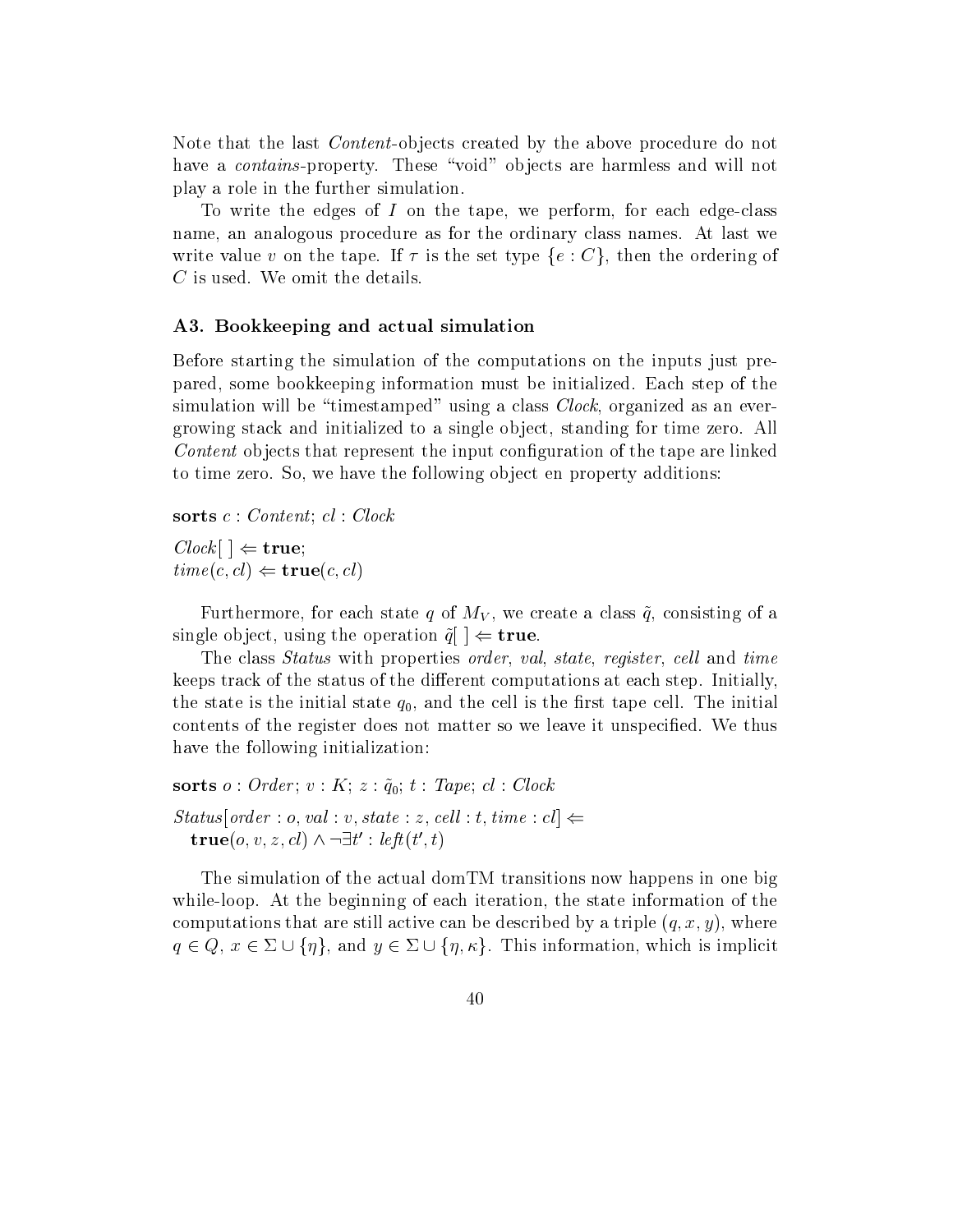Note that the last *Content*-objects created by the above procedure do not have a *contains*-property. These "void" objects are harmless and will not play a role in the further simulation.

To write the edges of $I$ on the tape, we perform, for each edge-class name, an analogous procedure as for the ordinary class names. At last we write value $v$ on the tape. If $\tau$ is the set type $\{e : C\}$, then the ordering of $C$ is used. We omit the details.

### A3. Bookkeeping and actual simulation

Before starting the simulation of the computations on the inputs just prepared, some bookkeeping information must be initialized. Each step of the simulation will be "timestamped" using a class *Clock*, organized as an ever-growing stack and initialized to a single object, standing for time zero. All *Content* objects that represent the input configuration of the tape are linked to time zero. So, we have the following object en property additions:

**sorts** $c : \mathit{Content};\ cl : \mathit{Clock}$

$\mathit{Clock}[\ ] \Leftarrow \mathbf{true};$
$\mathit{time}(c, cl) \Leftarrow \mathbf{true}(c, cl)$

Furthermore, for each state $q$ of $M_V$, we create a class $\tilde{q}$, consisting of a single object, using the operation $\tilde{q}[\ ] \Leftarrow \mathbf{true}$.

The class *Status* with properties *order*, *val*, *state*, *register*, *cell* and *time* keeps track of the status of the different computations at each step. Initially, the state is the initial state $q_0$, and the cell is the first tape cell. The initial contents of the register does not matter so we leave it unspecified. We thus have the following initialization:

**sorts** $o : \mathit{Order};\ v : K;\ z : \tilde{q}_0;\ t : \mathit{Tape};\ cl : \mathit{Clock}$

$\mathit{Status}[\mathit{order} : o, \mathit{val} : v, \mathit{state} : z, \mathit{cell} : t, \mathit{time} : cl] \Leftarrow$
$\quad \mathbf{true}(o, v, z, cl) \wedge \neg\exists t' : \mathit{left}(t', t)$

The simulation of the actual domTM transitions now happens in one big while-loop. At the beginning of each iteration, the state information of the computations that are still active can be described by a triple $(q, x, y)$, where $q \in Q$, $x \in \Sigma \cup \{\eta\}$, and $y \in \Sigma \cup \{\eta, \kappa\}$. This information, which is implicit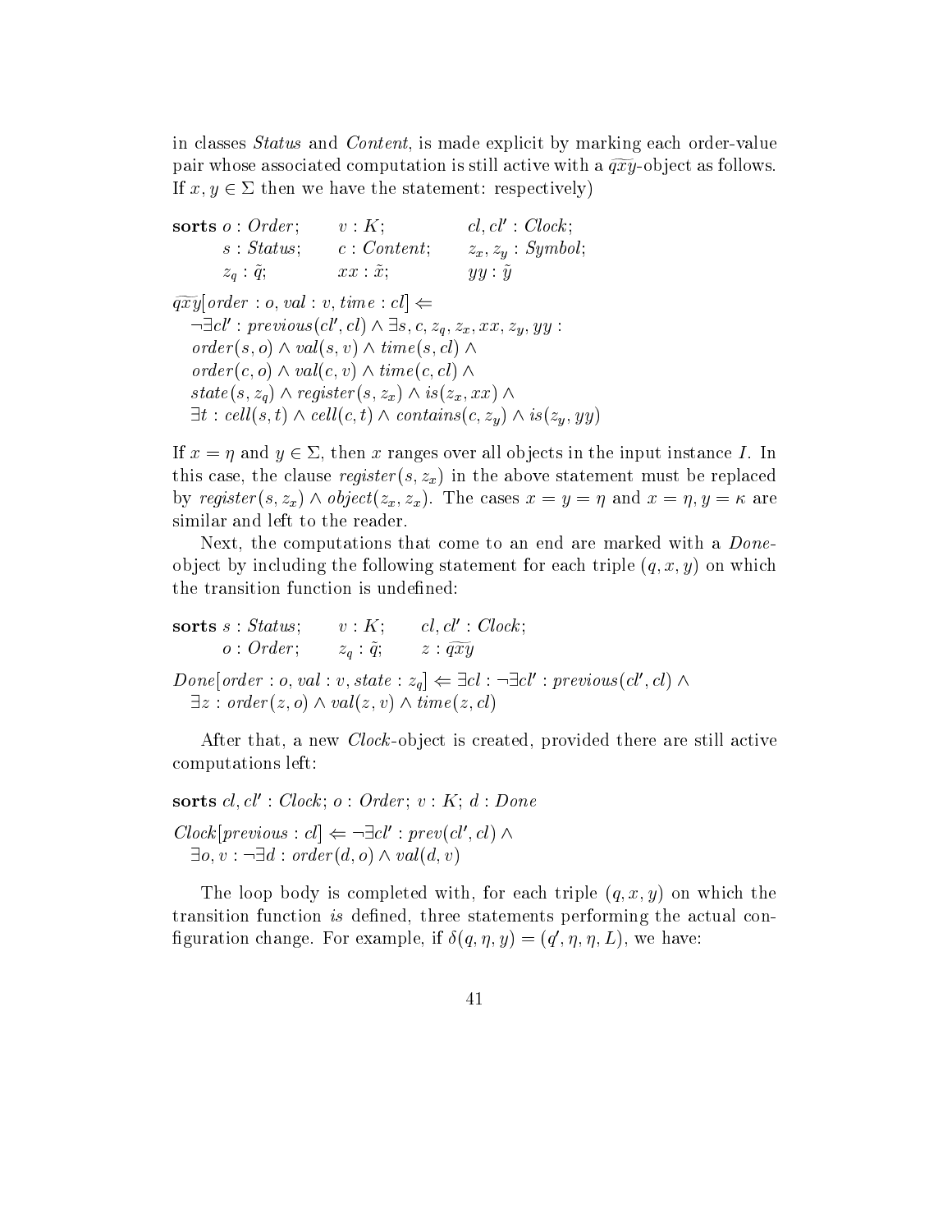in classes *Status* and *Content*, is made explicit by marking each order-value pair whose associated computation is still active with a $\widetilde{qxy}$-object as follows. If $x, y \in \Sigma$ then we have the statement: respectively)

$$
\begin{array}{llll}
\textbf{sorts} & o : Order; & v : K; & cl, cl' : Clock; \\
& s : Status; & c : Content; & z_x, z_y : Symbol; \\
& z_q : \tilde{q}; & xx : \tilde{x}; & yy : \tilde{y}
\end{array}
$$

$$
\begin{array}{l}
\widetilde{qxy}[order : o, val : v, time : cl] \Leftarrow \\
\quad \neg\exists cl' : previous(cl', cl) \wedge \exists s, c, z_q, z_x, xx, z_y, yy : \\
\quad order(s, o) \wedge val(s, v) \wedge time(s, cl) \wedge \\
\quad order(c, o) \wedge val(c, v) \wedge time(c, cl) \wedge \\
\quad state(s, z_q) \wedge register(s, z_x) \wedge is(z_x, xx) \wedge \\
\quad \exists t : cell(s, t) \wedge cell(c, t) \wedge contains(c, z_y) \wedge is(z_y, yy)
\end{array}
$$

If $x = \eta$ and $y \in \Sigma$, then $x$ ranges over all objects in the input instance $I$. In this case, the clause $register(s, z_x)$ in the above statement must be replaced by $register(s, z_x) \wedge object(z_x, z_x)$. The cases $x = y = \eta$ and $x = \eta, y = \kappa$ are similar and left to the reader.

Next, the computations that come to an end are marked with a *Done*-object by including the following statement for each triple $(q, x, y)$ on which the transition function is undefined:

$$
\begin{array}{llll}
\textbf{sorts} & s : Status; & v : K; & cl, cl' : Clock; \\
& o : Order; & z_q : \tilde{q}; & z : \widetilde{qxy}
\end{array}
$$

$$
\begin{array}{l}
Done[order : o, val : v, state : z_q] \Leftarrow \exists cl : \neg\exists cl' : previous(cl', cl) \wedge \\
\quad \exists z : order(z, o) \wedge val(z, v) \wedge time(z, cl)
\end{array}
$$

After that, a new *Clock*-object is created, provided there are still active computations left:

$$
\textbf{sorts } cl, cl' : Clock;\ o : Order;\ v : K;\ d : Done
$$

$$
\begin{array}{l}
Clock[previous : cl] \Leftarrow \neg\exists cl' : prev(cl', cl) \wedge \\
\quad \exists o, v : \neg\exists d : order(d, o) \wedge val(d, v)
\end{array}
$$

The loop body is completed with, for each triple $(q, x, y)$ on which the transition function *is* defined, three statements performing the actual configuration change. For example, if $\delta(q, \eta, y) = (q', \eta, \eta, L)$, we have: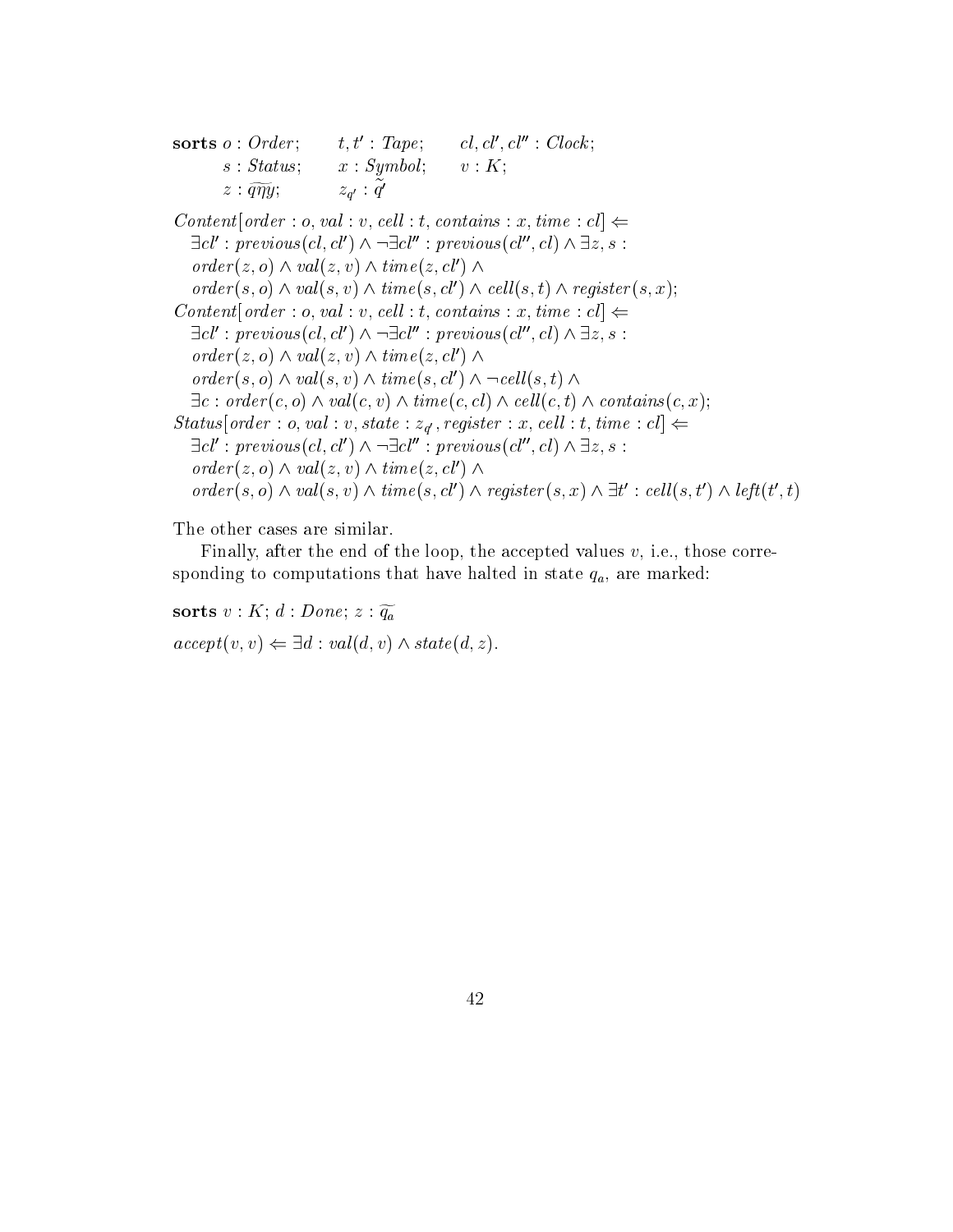$$
\begin{array}{llll}
\textbf{sorts} & o : \mathit{Order}; & t, t' : \mathit{Tape}; & cl, cl', cl'' : \mathit{Clock}; \\
& s : \mathit{Status}; & x : \mathit{Symbol}; & v : K; \\
& z : \widetilde{q\eta y}; & z_{q'} : \widetilde{q'} &
\end{array}
$$

$$
\begin{array}{l}
\mathit{Content}[\mathit{order} : o, \mathit{val} : v, \mathit{cell} : t, \mathit{contains} : x, \mathit{time} : cl] \Leftarrow \\
\quad \exists cl' : \mathit{previous}(cl, cl') \wedge \neg \exists cl'' : \mathit{previous}(cl'', cl) \wedge \exists z, s : \\
\quad \mathit{order}(z, o) \wedge \mathit{val}(z, v) \wedge \mathit{time}(z, cl') \wedge \\
\quad \mathit{order}(s, o) \wedge \mathit{val}(s, v) \wedge \mathit{time}(s, cl') \wedge \mathit{cell}(s, t) \wedge \mathit{register}(s, x); \\
\mathit{Content}[\mathit{order} : o, \mathit{val} : v, \mathit{cell} : t, \mathit{contains} : x, \mathit{time} : cl] \Leftarrow \\
\quad \exists cl' : \mathit{previous}(cl, cl') \wedge \neg \exists cl'' : \mathit{previous}(cl'', cl) \wedge \exists z, s : \\
\quad \mathit{order}(z, o) \wedge \mathit{val}(z, v) \wedge \mathit{time}(z, cl') \wedge \\
\quad \mathit{order}(s, o) \wedge \mathit{val}(s, v) \wedge \mathit{time}(s, cl') \wedge \neg \mathit{cell}(s, t) \wedge \\
\quad \exists c : \mathit{order}(c, o) \wedge \mathit{val}(c, v) \wedge \mathit{time}(c, cl) \wedge \mathit{cell}(c, t) \wedge \mathit{contains}(c, x); \\
\mathit{Status}[\mathit{order} : o, \mathit{val} : v, \mathit{state} : z_{q'}, \mathit{register} : x, \mathit{cell} : t, \mathit{time} : cl] \Leftarrow \\
\quad \exists cl' : \mathit{previous}(cl, cl') \wedge \neg \exists cl'' : \mathit{previous}(cl'', cl) \wedge \exists z, s : \\
\quad \mathit{order}(z, o) \wedge \mathit{val}(z, v) \wedge \mathit{time}(z, cl') \wedge \\
\quad \mathit{order}(s, o) \wedge \mathit{val}(s, v) \wedge \mathit{time}(s, cl') \wedge \mathit{register}(s, x) \wedge \exists t' : \mathit{cell}(s, t') \wedge \mathit{left}(t', t)
\end{array}
$$

The other cases are similar.

Finally, after the end of the loop, the accepted values $v$, i.e., those corresponding to computations that have halted in state $q_a$, are marked:

$\textbf{sorts}\ v : K;\ d : \mathit{Done};\ z : \widetilde{q_a}$

$\mathit{accept}(v, v) \Leftarrow \exists d : \mathit{val}(d, v) \wedge \mathit{state}(d, z).$